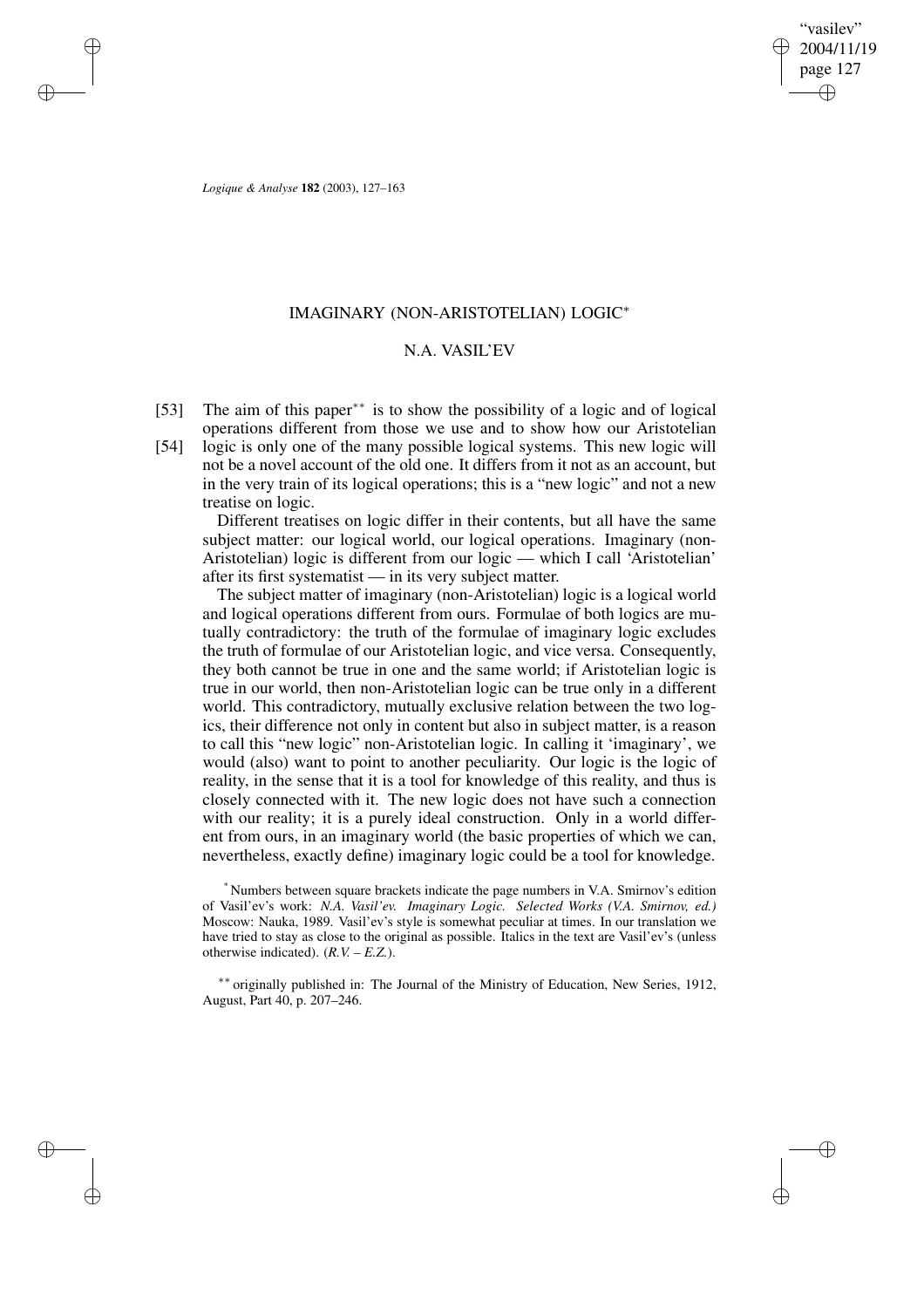# IMAGINARY (NON-ARISTOTELIAN) LOGIC*

## N.A. VASIL'EV

[53] The aim of this paper** is to show the possibility of a logic and of logical operations different from those we use and to show how our Aristotelian [54] logic is only one of the many possible logical systems. This new logic will not be a novel account of the old one. It differs from it not as an account, but in the very train of its logical operations; this is a "new logic" and not a new treatise on logic.

Different treatises on logic differ in their contents, but all have the same subject matter: our logical world, our logical operations. Imaginary (non-Aristotelian) logic is different from our logic — which I call 'Aristotelian' after its first systematist — in its very subject matter.

The subject matter of imaginary (non-Aristotelian) logic is a logical world and logical operations different from ours. Formulae of both logics are mutually contradictory: the truth of the formulae of imaginary logic excludes the truth of formulae of our Aristotelian logic, and vice versa. Consequently, they both cannot be true in one and the same world; if Aristotelian logic is true in our world, then non-Aristotelian logic can be true only in a different world. This contradictory, mutually exclusive relation between the two logics, their difference not only in content but also in subject matter, is a reason to call this "new logic" non-Aristotelian logic. In calling it 'imaginary', we would (also) want to point to another peculiarity. Our logic is the logic of reality, in the sense that it is a tool for knowledge of this reality, and thus is closely connected with it. The new logic does not have such a connection with our reality; it is a purely ideal construction. Only in a world different from ours, in an imaginary world (the basic properties of which we can, nevertheless, exactly define) imaginary logic could be a tool for knowledge.

* Numbers between square brackets indicate the page numbers in V.A. Smirnov's edition of Vasil'ev's work: *N.A. Vasil'ev. Imaginary Logic. Selected Works (V.A. Smirnov, ed.)* Moscow: Nauka, 1989. Vasil'ev's style is somewhat peculiar at times. In our translation we have tried to stay as close to the original as possible. Italics in the text are Vasil'ev's (unless otherwise indicated). (*R.V. – E.Z.*).

** originally published in: The Journal of the Ministry of Education, New Series, 1912, August, Part 40, p. 207–246.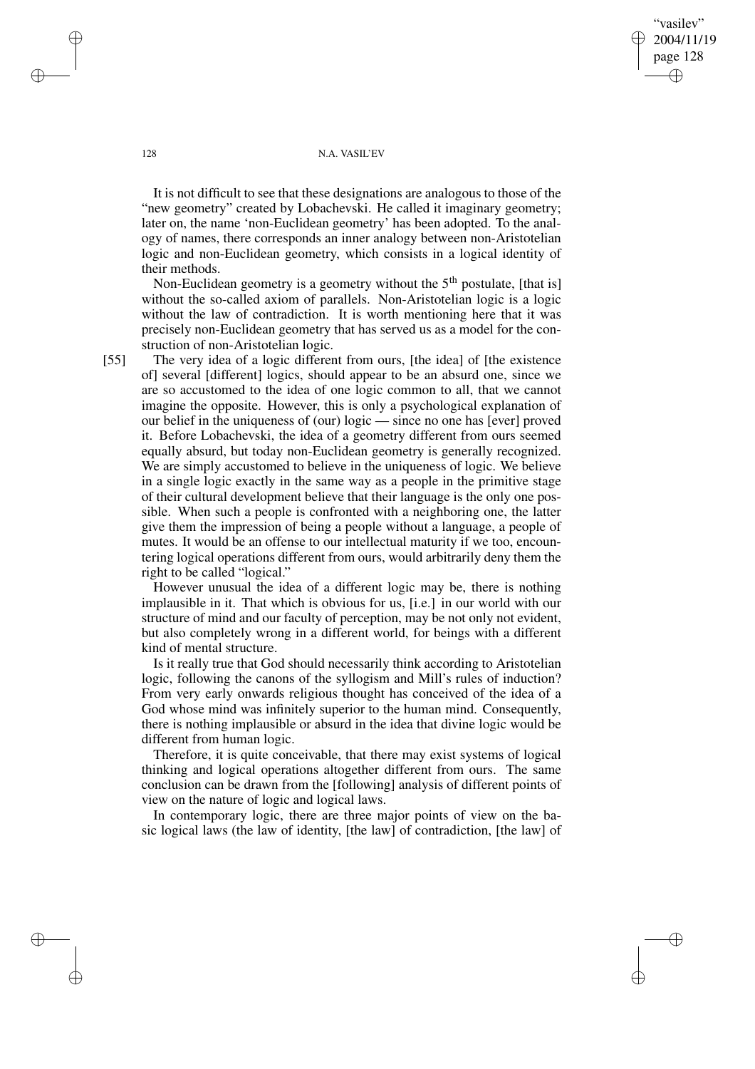It is not difficult to see that these designations are analogous to those of the "new geometry" created by Lobachevski. He called it imaginary geometry; later on, the name 'non-Euclidean geometry' has been adopted. To the analogy of names, there corresponds an inner analogy between non-Aristotelian logic and non-Euclidean geometry, which consists in a logical identity of their methods.

Non-Euclidean geometry is a geometry without the 5th postulate, [that is] without the so-called axiom of parallels. Non-Aristotelian logic is a logic without the law of contradiction. It is worth mentioning here that it was precisely non-Euclidean geometry that has served us as a model for the construction of non-Aristotelian logic.

[55] The very idea of a logic different from ours, [the idea] of [the existence of] several [different] logics, should appear to be an absurd one, since we are so accustomed to the idea of one logic common to all, that we cannot imagine the opposite. However, this is only a psychological explanation of our belief in the uniqueness of (our) logic — since no one has [ever] proved it. Before Lobachevski, the idea of a geometry different from ours seemed equally absurd, but today non-Euclidean geometry is generally recognized. We are simply accustomed to believe in the uniqueness of logic. We believe in a single logic exactly in the same way as a people in the primitive stage of their cultural development believe that their language is the only one possible. When such a people is confronted with a neighboring one, the latter give them the impression of being a people without a language, a people of mutes. It would be an offense to our intellectual maturity if we too, encountering logical operations different from ours, would arbitrarily deny them the right to be called "logical."

However unusual the idea of a different logic may be, there is nothing implausible in it. That which is obvious for us, [i.e.] in our world with our structure of mind and our faculty of perception, may be not only not evident, but also completely wrong in a different world, for beings with a different kind of mental structure.

Is it really true that God should necessarily think according to Aristotelian logic, following the canons of the syllogism and Mill's rules of induction? From very early onwards religious thought has conceived of the idea of a God whose mind was infinitely superior to the human mind. Consequently, there is nothing implausible or absurd in the idea that divine logic would be different from human logic.

Therefore, it is quite conceivable, that there may exist systems of logical thinking and logical operations altogether different from ours. The same conclusion can be drawn from the [following] analysis of different points of view on the nature of logic and logical laws.

In contemporary logic, there are three major points of view on the basic logical laws (the law of identity, [the law] of contradiction, [the law] of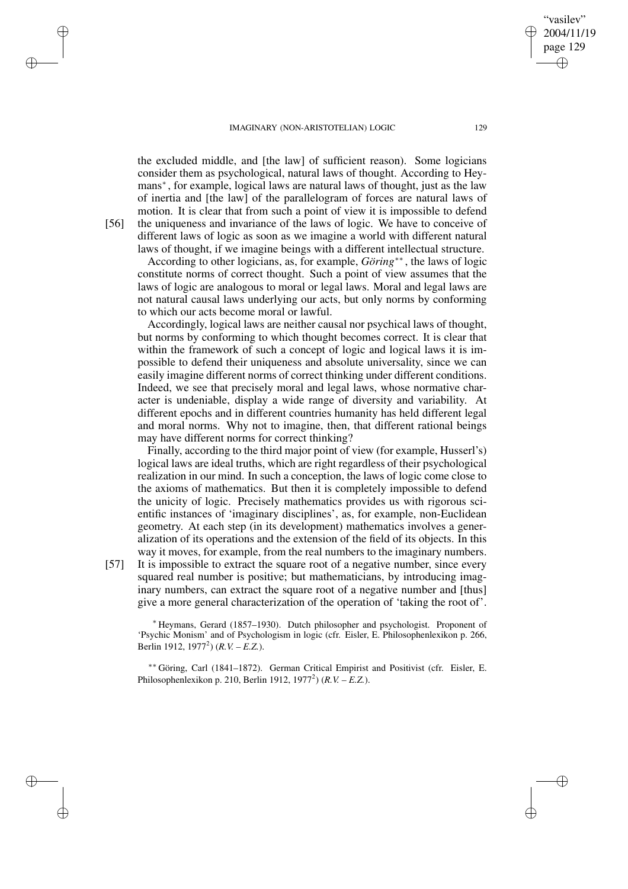the excluded middle, and [the law] of sufficient reason). Some logicians consider them as psychological, natural laws of thought. According to Heymans*, for example, logical laws are natural laws of thought, just as the law of inertia and [the law] of the parallelogram of forces are natural laws of motion. It is clear that from such a point of view it is impossible to defend [56] the uniqueness and invariance of the laws of logic. We have to conceive of different laws of logic as soon as we imagine a world with different natural laws of thought, if we imagine beings with a different intellectual structure.

According to other logicians, as, for example, *Göring***, the laws of logic constitute norms of correct thought. Such a point of view assumes that the laws of logic are analogous to moral or legal laws. Moral and legal laws are not natural causal laws underlying our acts, but only norms by conforming to which our acts become moral or lawful.

Accordingly, logical laws are neither causal nor psychical laws of thought, but norms by conforming to which thought becomes correct. It is clear that within the framework of such a concept of logic and logical laws it is impossible to defend their uniqueness and absolute universality, since we can easily imagine different norms of correct thinking under different conditions. Indeed, we see that precisely moral and legal laws, whose normative character is undeniable, display a wide range of diversity and variability. At different epochs and in different countries humanity has held different legal and moral norms. Why not to imagine, then, that different rational beings may have different norms for correct thinking?

Finally, according to the third major point of view (for example, Husserl's) logical laws are ideal truths, which are right regardless of their psychological realization in our mind. In such a conception, the laws of logic come close to the axioms of mathematics. But then it is completely impossible to defend the unicity of logic. Precisely mathematics provides us with rigorous scientific instances of 'imaginary disciplines', as, for example, non-Euclidean geometry. At each step (in its development) mathematics involves a generalization of its operations and the extension of the field of its objects. In this way it moves, for example, from the real numbers to the imaginary numbers. [57] It is impossible to extract the square root of a negative number, since every squared real number is positive; but mathematicians, by introducing imaginary numbers, can extract the square root of a negative number and [thus] give a more general characterization of the operation of 'taking the root of'.

* Heymans, Gerard (1857–1930). Dutch philosopher and psychologist. Proponent of 'Psychic Monism' and of Psychologism in logic (cfr. Eisler, E. Philosophenlexikon p. 266, Berlin 1912, 1977²) (*R.V. – E.Z.*).

** Göring, Carl (1841–1872). German Critical Empirist and Positivist (cfr. Eisler, E. Philosophenlexikon p. 210, Berlin 1912, 1977²) (*R.V. – E.Z.*).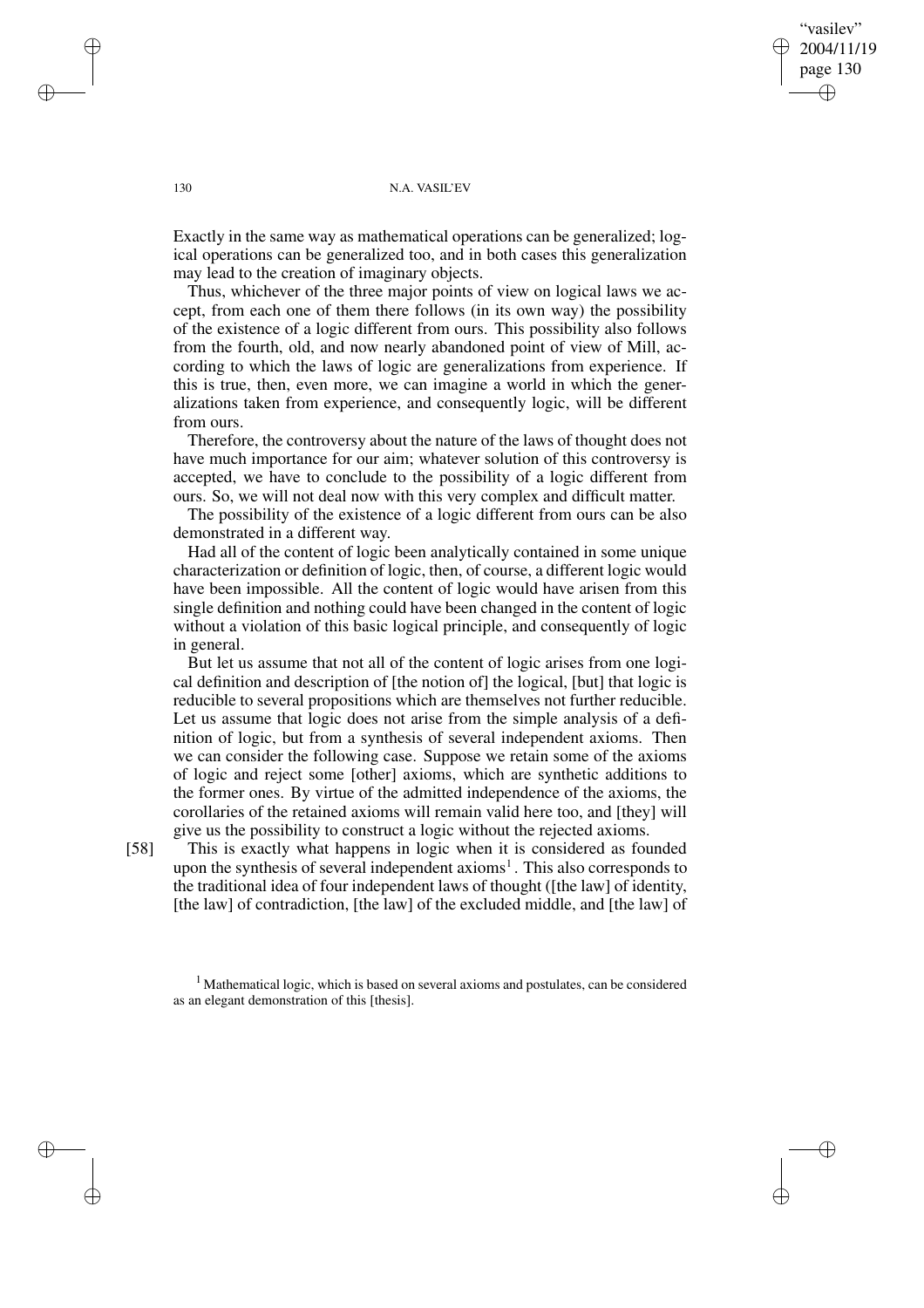Exactly in the same way as mathematical operations can be generalized; logical operations can be generalized too, and in both cases this generalization may lead to the creation of imaginary objects.

Thus, whichever of the three major points of view on logical laws we accept, from each one of them there follows (in its own way) the possibility of the existence of a logic different from ours. This possibility also follows from the fourth, old, and now nearly abandoned point of view of Mill, according to which the laws of logic are generalizations from experience. If this is true, then, even more, we can imagine a world in which the generalizations taken from experience, and consequently logic, will be different from ours.

Therefore, the controversy about the nature of the laws of thought does not have much importance for our aim; whatever solution of this controversy is accepted, we have to conclude to the possibility of a logic different from ours. So, we will not deal now with this very complex and difficult matter.

The possibility of the existence of a logic different from ours can be also demonstrated in a different way.

Had all of the content of logic been analytically contained in some unique characterization or definition of logic, then, of course, a different logic would have been impossible. All the content of logic would have arisen from this single definition and nothing could have been changed in the content of logic without a violation of this basic logical principle, and consequently of logic in general.

But let us assume that not all of the content of logic arises from one logical definition and description of [the notion of] the logical, [but] that logic is reducible to several propositions which are themselves not further reducible. Let us assume that logic does not arise from the simple analysis of a definition of logic, but from a synthesis of several independent axioms. Then we can consider the following case. Suppose we retain some of the axioms of logic and reject some [other] axioms, which are synthetic additions to the former ones. By virtue of the admitted independence of the axioms, the corollaries of the retained axioms will remain valid here too, and [they] will give us the possibility to construct a logic without the rejected axioms.

[58] This is exactly what happens in logic when it is considered as founded upon the synthesis of several independent axioms[1]. This also corresponds to the traditional idea of four independent laws of thought ([the law] of identity, [the law] of contradiction, [the law] of the excluded middle, and [the law] of

[1] Mathematical logic, which is based on several axioms and postulates, can be considered as an elegant demonstration of this [thesis].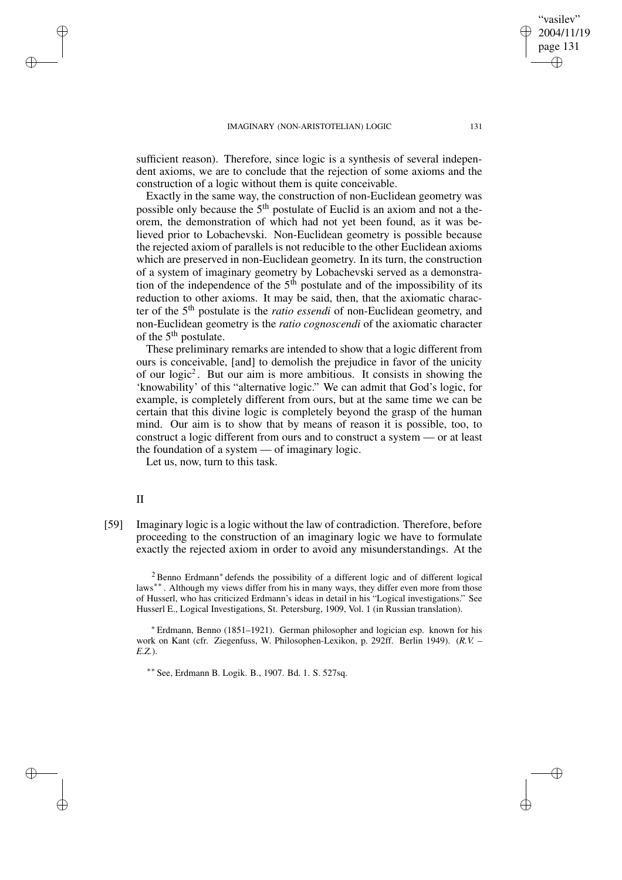sufficient reason). Therefore, since logic is a synthesis of several independent axioms, we are to conclude that the rejection of some axioms and the construction of a logic without them is quite conceivable.

Exactly in the same way, the construction of non-Euclidean geometry was possible only because the 5th postulate of Euclid is an axiom and not a theorem, the demonstration of which had not yet been found, as it was believed prior to Lobachevski. Non-Euclidean geometry is possible because the rejected axiom of parallels is not reducible to the other Euclidean axioms which are preserved in non-Euclidean geometry. In its turn, the construction of a system of imaginary geometry by Lobachevski served as a demonstration of the independence of the 5th postulate and of the impossibility of its reduction to other axioms. It may be said, then, that the axiomatic character of the 5th postulate is the *ratio essendi* of non-Euclidean geometry, and non-Euclidean geometry is the *ratio cognoscendi* of the axiomatic character of the 5th postulate.

These preliminary remarks are intended to show that a logic different from ours is conceivable, [and] to demolish the prejudice in favor of the unicity of our logic[2]. But our aim is more ambitious. It consists in showing the 'knowability' of this "alternative logic." We can admit that God's logic, for example, is completely different from ours, but at the same time we can be certain that this divine logic is completely beyond the grasp of the human mind. Our aim is to show that by means of reason it is possible, too, to construct a logic different from ours and to construct a system — or at least the foundation of a system — of imaginary logic.

Let us, now, turn to this task.

## II

[59] Imaginary logic is a logic without the law of contradiction. Therefore, before proceeding to the construction of an imaginary logic we have to formulate exactly the rejected axiom in order to avoid any misunderstandings. At the

---

[2] Benno Erdmann[*] defends the possibility of a different logic and of different logical laws[**]. Although my views differ from his in many ways, they differ even more from those of Husserl, who has criticized Erdmann's ideas in detail in his "Logical investigations." See Husserl E., Logical Investigations, St. Petersburg, 1909, Vol. 1 (in Russian translation).

[*] Erdmann, Benno (1851–1921). German philosopher and logician esp. known for his work on Kant (cfr. Ziegenfuss, W. Philosophen-Lexikon, p. 292ff. Berlin 1949). (*R.V. – E.Z.*).

[**] See, Erdmann B. Logik. B., 1907. Bd. 1. S. 527sq.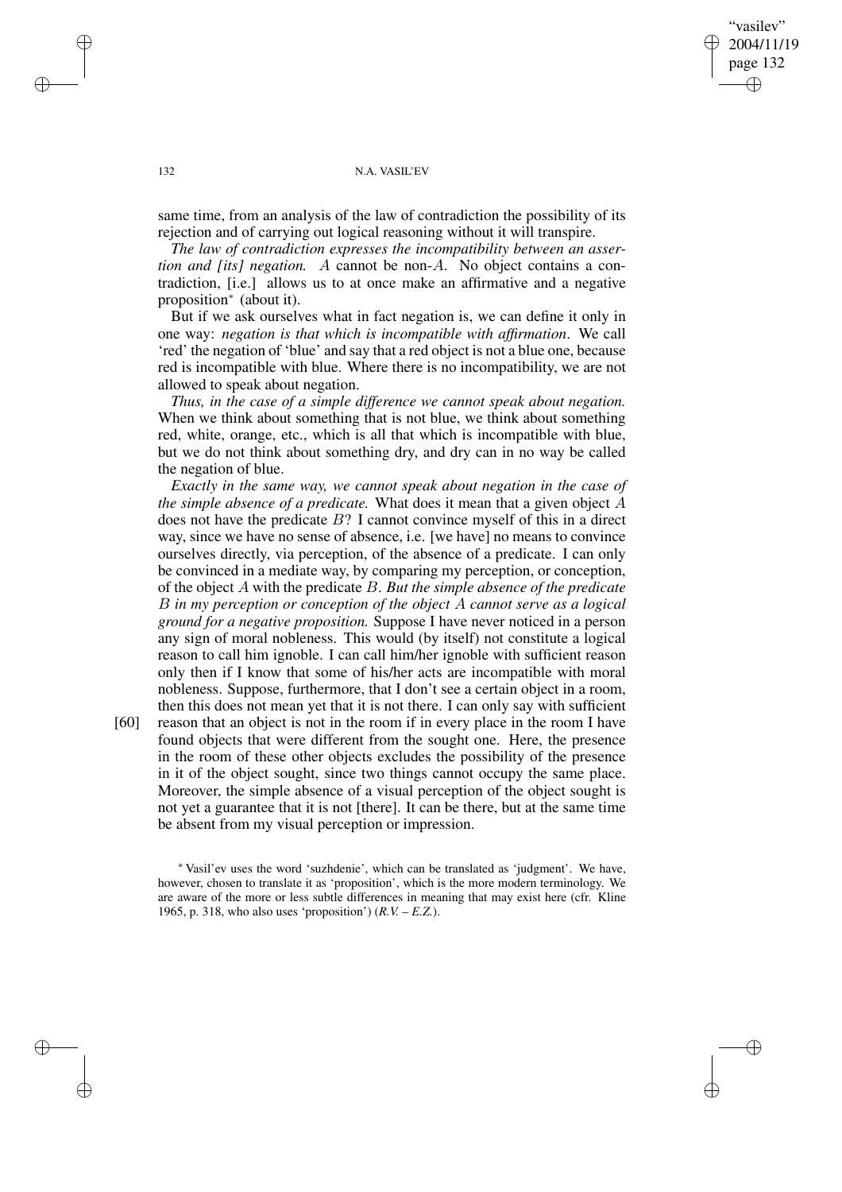same time, from an analysis of the law of contradiction the possibility of its rejection and of carrying out logical reasoning without it will transpire.

*The law of contradiction expresses the incompatibility between an assertion and [its] negation.* $A$ cannot be non-$A$. No object contains a contradiction, [i.e.] allows us to at once make an affirmative and a negative proposition* (about it).

But if we ask ourselves what in fact negation is, we can define it only in one way: *negation is that which is incompatible with affirmation*. We call 'red' the negation of 'blue' and say that a red object is not a blue one, because red is incompatible with blue. Where there is no incompatibility, we are not allowed to speak about negation.

*Thus, in the case of a simple difference we cannot speak about negation.* When we think about something that is not blue, we think about something red, white, orange, etc., which is all that which is incompatible with blue, but we do not think about something dry, and dry can in no way be called the negation of blue.

*Exactly in the same way, we cannot speak about negation in the case of the simple absence of a predicate.* What does it mean that a given object $A$ does not have the predicate $B$? I cannot convince myself of this in a direct way, since we have no sense of absence, i.e. [we have] no means to convince ourselves directly, via perception, of the absence of a predicate. I can only be convinced in a mediate way, by comparing my perception, or conception, of the object $A$ with the predicate $B$. *But the simple absence of the predicate $B$ in my perception or conception of the object $A$ cannot serve as a logical ground for a negative proposition.* Suppose I have never noticed in a person any sign of moral nobleness. This would (by itself) not constitute a logical reason to call him ignoble. I can call him/her ignoble with sufficient reason only then if I know that some of his/her acts are incompatible with moral nobleness. Suppose, furthermore, that I don't see a certain object in a room, then this does not mean yet that it is not there. I can only say with sufficient [60] reason that an object is not in the room if in every place in the room I have found objects that were different from the sought one. Here, the presence in the room of these other objects excludes the possibility of the presence in it of the object sought, since two things cannot occupy the same place. Moreover, the simple absence of a visual perception of the object sought is not yet a guarantee that it is not [there]. It can be there, but at the same time be absent from my visual perception or impression.

* Vasil'ev uses the word 'suzhdenie', which can be translated as 'judgment'. We have, however, chosen to translate it as 'proposition', which is the more modern terminology. We are aware of the more or less subtle differences in meaning that may exist here (cfr. Kline 1965, p. 318, who also uses 'proposition') (*R.V. – E.Z.*).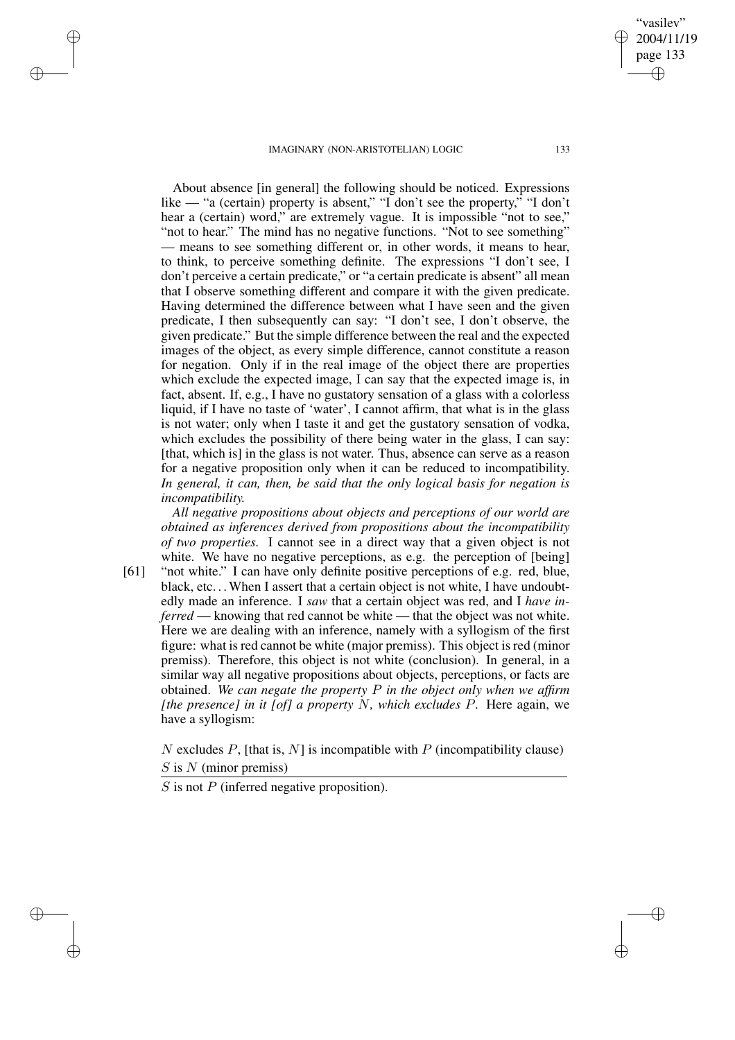About absence [in general] the following should be noticed. Expressions like — "a (certain) property is absent," "I don't see the property," "I don't hear a (certain) word," are extremely vague. It is impossible "not to see," "not to hear." The mind has no negative functions. "Not to see something" — means to see something different or, in other words, it means to hear, to think, to perceive something definite. The expressions "I don't see, I don't perceive a certain predicate," or "a certain predicate is absent" all mean that I observe something different and compare it with the given predicate. Having determined the difference between what I have seen and the given predicate, I then subsequently can say: "I don't see, I don't observe, the given predicate." But the simple difference between the real and the expected images of the object, as every simple difference, cannot constitute a reason for negation. Only if in the real image of the object there are properties which exclude the expected image, I can say that the expected image is, in fact, absent. If, e.g., I have no gustatory sensation of a glass with a colorless liquid, if I have no taste of 'water', I cannot affirm, that what is in the glass is not water; only when I taste it and get the gustatory sensation of vodka, which excludes the possibility of there being water in the glass, I can say: [that, which is] in the glass is not water. Thus, absence can serve as a reason for a negative proposition only when it can be reduced to incompatibility. *In general, it can, then, be said that the only logical basis for negation is incompatibility.*

*All negative propositions about objects and perceptions of our world are obtained as inferences derived from propositions about the incompatibility of two properties.* I cannot see in a direct way that a given object is not white. We have no negative perceptions, as e.g. the perception of [being] [61] "not white." I can have only definite positive perceptions of e.g. red, blue, black, etc... When I assert that a certain object is not white, I have undoubtedly made an inference. I *saw* that a certain object was red, and I *have inferred* — knowing that red cannot be white — that the object was not white. Here we are dealing with an inference, namely with a syllogism of the first figure: what is red cannot be white (major premiss). This object is red (minor premiss). Therefore, this object is not white (conclusion). In general, in a similar way all negative propositions about objects, perceptions, or facts are obtained. *We can negate the property $P$ in the object only when we affirm [the presence] in it [of] a property $N$, which excludes $P$.* Here again, we have a syllogism:

$N$ excludes $P$, [that is, $N$] is incompatible with $P$ (incompatibility clause)
$S$ is $N$ (minor premiss)

---

$S$ is not $P$ (inferred negative proposition).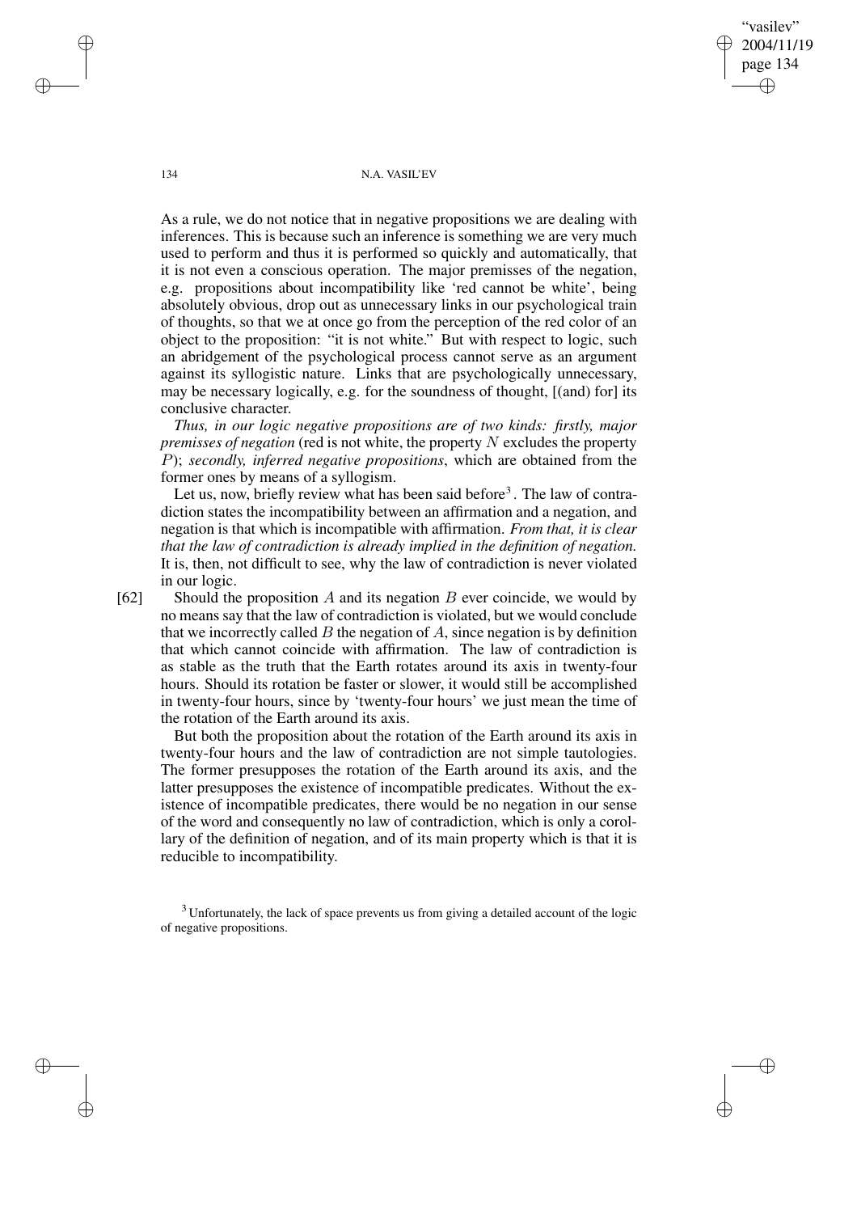As a rule, we do not notice that in negative propositions we are dealing with inferences. This is because such an inference is something we are very much used to perform and thus it is performed so quickly and automatically, that it is not even a conscious operation. The major premisses of the negation, e.g. propositions about incompatibility like 'red cannot be white', being absolutely obvious, drop out as unnecessary links in our psychological train of thoughts, so that we at once go from the perception of the red color of an object to the proposition: "it is not white." But with respect to logic, such an abridgement of the psychological process cannot serve as an argument against its syllogistic nature. Links that are psychologically unnecessary, may be necessary logically, e.g. for the soundness of thought, [(and) for] its conclusive character.

*Thus, in our logic negative propositions are of two kinds: firstly, major premisses of negation* (red is not white, the property $N$ excludes the property $P$); *secondly, inferred negative propositions*, which are obtained from the former ones by means of a syllogism.

Let us, now, briefly review what has been said before[3]. The law of contradiction states the incompatibility between an affirmation and a negation, and negation is that which is incompatible with affirmation. *From that, it is clear that the law of contradiction is already implied in the definition of negation.* It is, then, not difficult to see, why the law of contradiction is never violated in our logic.

[62] Should the proposition $A$ and its negation $B$ ever coincide, we would by no means say that the law of contradiction is violated, but we would conclude that we incorrectly called $B$ the negation of $A$, since negation is by definition that which cannot coincide with affirmation. The law of contradiction is as stable as the truth that the Earth rotates around its axis in twenty-four hours. Should its rotation be faster or slower, it would still be accomplished in twenty-four hours, since by 'twenty-four hours' we just mean the time of the rotation of the Earth around its axis.

But both the proposition about the rotation of the Earth around its axis in twenty-four hours and the law of contradiction are not simple tautologies. The former presupposes the rotation of the Earth around its axis, and the latter presupposes the existence of incompatible predicates. Without the existence of incompatible predicates, there would be no negation in our sense of the word and consequently no law of contradiction, which is only a corollary of the definition of negation, and of its main property which is that it is reducible to incompatibility.

[3] Unfortunately, the lack of space prevents us from giving a detailed account of the logic of negative propositions.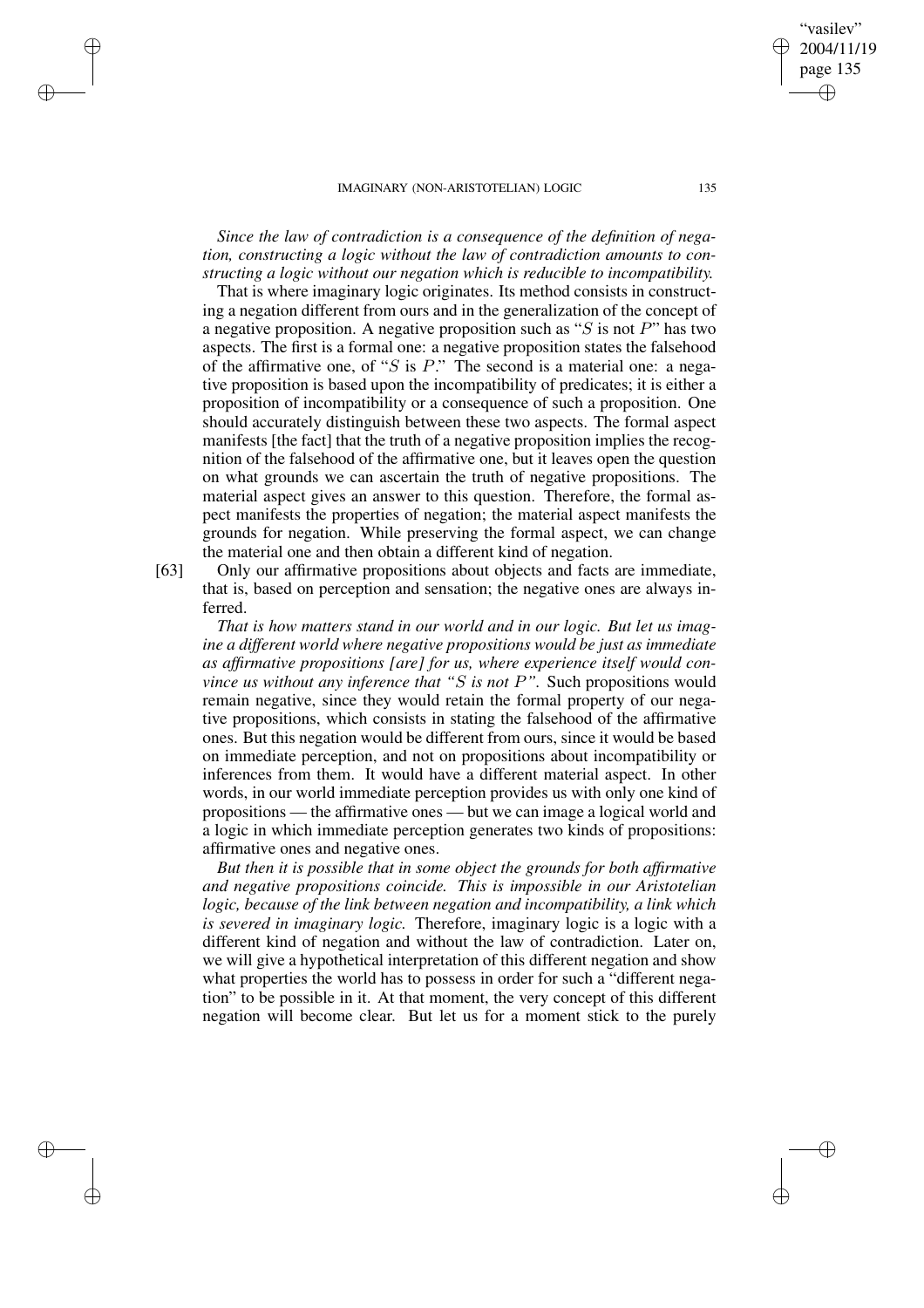*Since the law of contradiction is a consequence of the definition of negation, constructing a logic without the law of contradiction amounts to constructing a logic without our negation which is reducible to incompatibility.*

That is where imaginary logic originates. Its method consists in constructing a negation different from ours and in the generalization of the concept of a negative proposition. A negative proposition such as "$S$ is not $P$" has two aspects. The first is a formal one: a negative proposition states the falsehood of the affirmative one, of "$S$ is $P$." The second is a material one: a negative proposition is based upon the incompatibility of predicates; it is either a proposition of incompatibility or a consequence of such a proposition. One should accurately distinguish between these two aspects. The formal aspect manifests [the fact] that the truth of a negative proposition implies the recognition of the falsehood of the affirmative one, but it leaves open the question on what grounds we can ascertain the truth of negative propositions. The material aspect gives an answer to this question. Therefore, the formal aspect manifests the properties of negation; the material aspect manifests the grounds for negation. While preserving the formal aspect, we can change the material one and then obtain a different kind of negation.

[63] Only our affirmative propositions about objects and facts are immediate, that is, based on perception and sensation; the negative ones are always inferred.

*That is how matters stand in our world and in our logic. But let us imagine a different world where negative propositions would be just as immediate as affirmative propositions [are] for us, where experience itself would convince us without any inference that "$S$ is not $P$".* Such propositions would remain negative, since they would retain the formal property of our negative propositions, which consists in stating the falsehood of the affirmative ones. But this negation would be different from ours, since it would be based on immediate perception, and not on propositions about incompatibility or inferences from them. It would have a different material aspect. In other words, in our world immediate perception provides us with only one kind of propositions — the affirmative ones — but we can image a logical world and a logic in which immediate perception generates two kinds of propositions: affirmative ones and negative ones.

*But then it is possible that in some object the grounds for both affirmative and negative propositions coincide. This is impossible in our Aristotelian logic, because of the link between negation and incompatibility, a link which is severed in imaginary logic.* Therefore, imaginary logic is a logic with a different kind of negation and without the law of contradiction. Later on, we will give a hypothetical interpretation of this different negation and show what properties the world has to possess in order for such a "different negation" to be possible in it. At that moment, the very concept of this different negation will become clear. But let us for a moment stick to the purely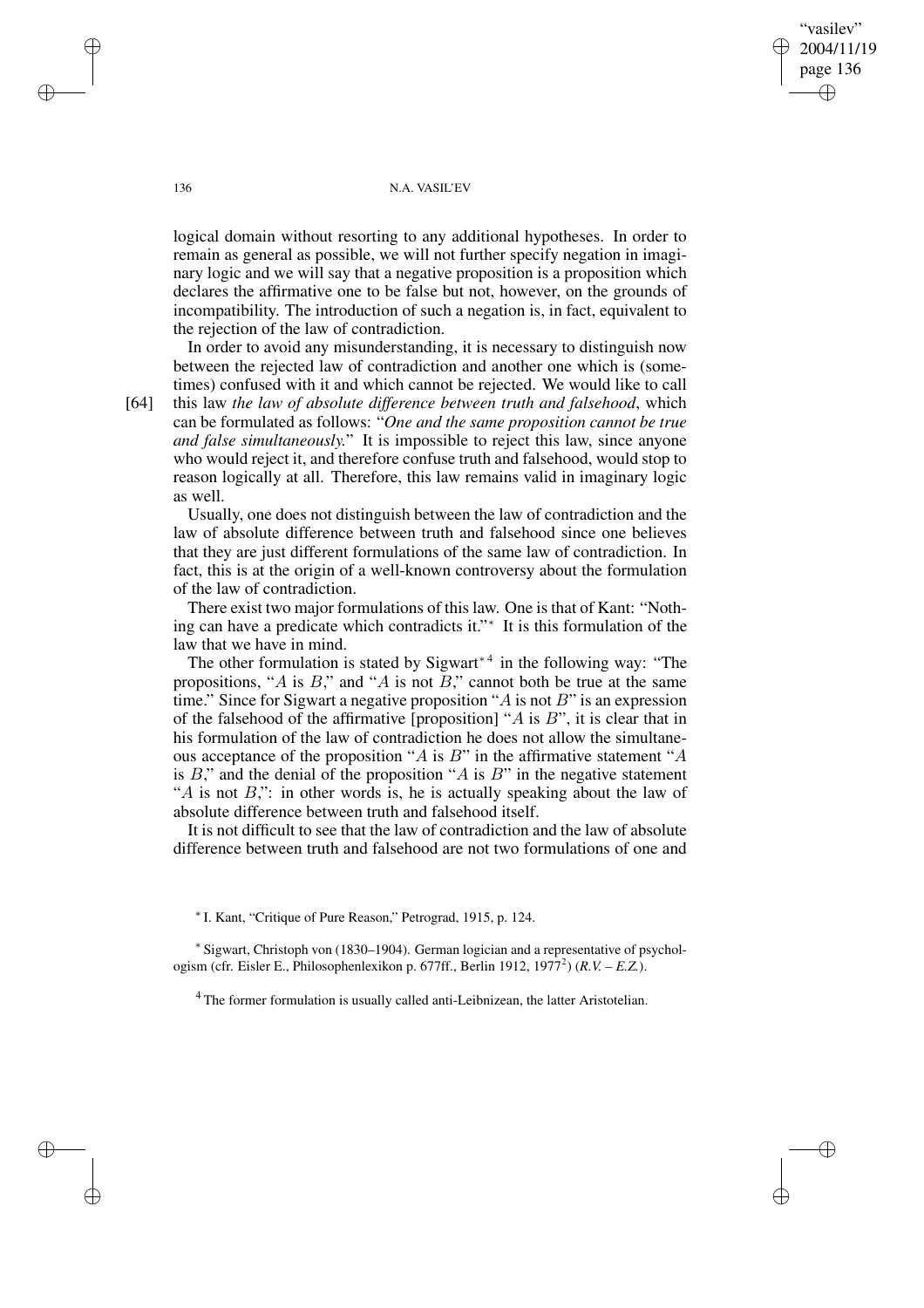logical domain without resorting to any additional hypotheses. In order to remain as general as possible, we will not further specify negation in imaginary logic and we will say that a negative proposition is a proposition which declares the affirmative one to be false but not, however, on the grounds of incompatibility. The introduction of such a negation is, in fact, equivalent to the rejection of the law of contradiction.

In order to avoid any misunderstanding, it is necessary to distinguish now between the rejected law of contradiction and another one which is (sometimes) confused with it and which cannot be rejected. We would like to call [64] this law *the law of absolute difference between truth and falsehood*, which can be formulated as follows: "*One and the same proposition cannot be true and false simultaneously.*" It is impossible to reject this law, since anyone who would reject it, and therefore confuse truth and falsehood, would stop to reason logically at all. Therefore, this law remains valid in imaginary logic as well.

Usually, one does not distinguish between the law of contradiction and the law of absolute difference between truth and falsehood since one believes that they are just different formulations of the same law of contradiction. In fact, this is at the origin of a well-known controversy about the formulation of the law of contradiction.

There exist two major formulations of this law. One is that of Kant: "Nothing can have a predicate which contradicts it."* It is this formulation of the law that we have in mind.

The other formulation is stated by Sigwart*[4] in the following way: "The propositions, "$A$ is $B$," and "$A$ is not $B$," cannot both be true at the same time." Since for Sigwart a negative proposition "$A$ is not $B$" is an expression of the falsehood of the affirmative [proposition] "$A$ is $B$", it is clear that in his formulation of the law of contradiction he does not allow the simultaneous acceptance of the proposition "$A$ is $B$" in the affirmative statement "$A$ is $B$," and the denial of the proposition "$A$ is $B$" in the negative statement "$A$ is not $B$,": in other words is, he is actually speaking about the law of absolute difference between truth and falsehood itself.

It is not difficult to see that the law of contradiction and the law of absolute difference between truth and falsehood are not two formulations of one and

---

* I. Kant, "Critique of Pure Reason," Petrograd, 1915, p. 124.

* Sigwart, Christoph von (1830–1904). German logician and a representative of psychologism (cfr. Eisler E., Philosophenlexikon p. 677ff., Berlin 1912, 1977[2]) (*R.V. – E.Z.*).

[4] The former formulation is usually called anti-Leibnizean, the latter Aristotelian.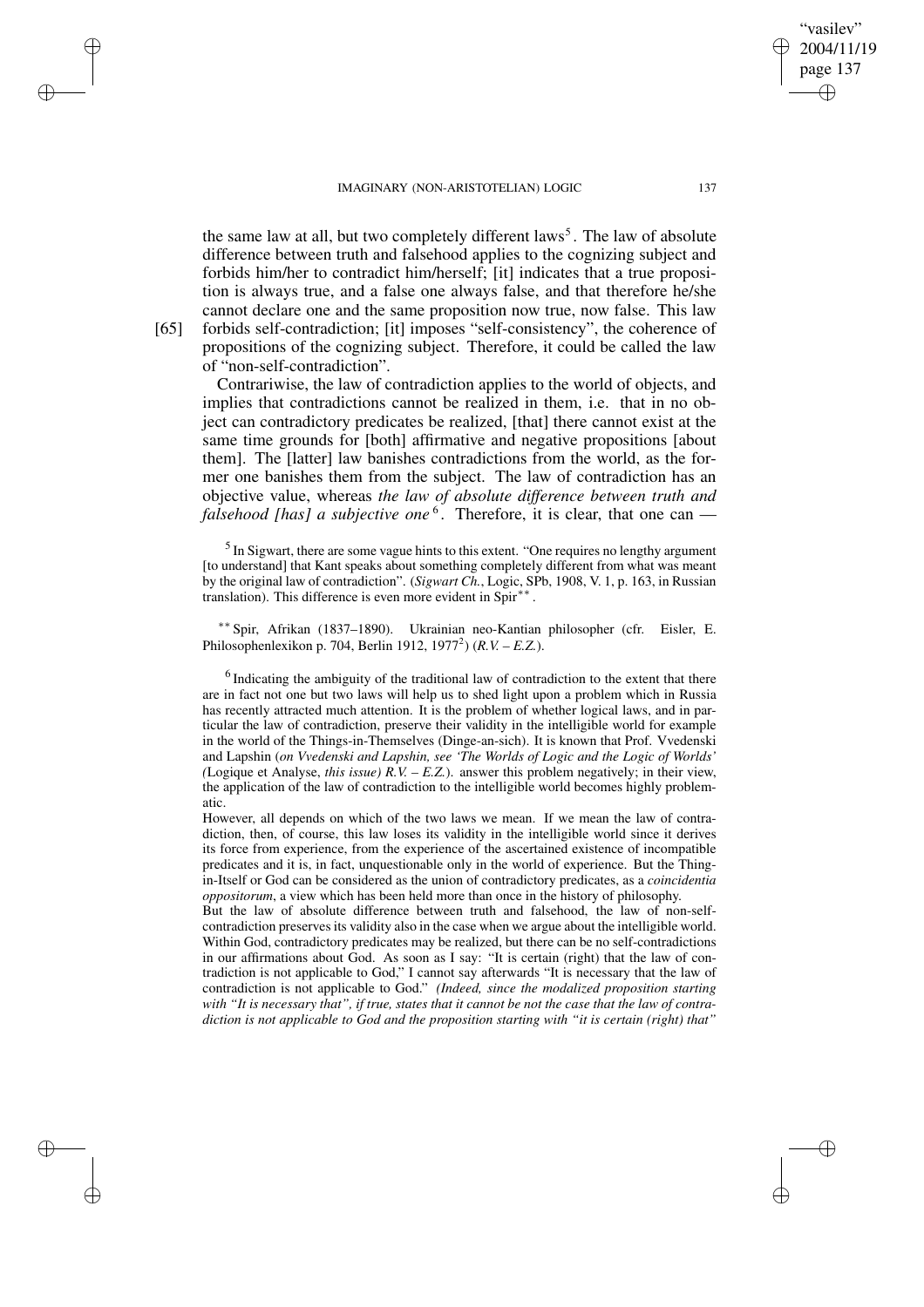the same law at all, but two completely different laws[5]. The law of absolute difference between truth and falsehood applies to the cognizing subject and forbids him/her to contradict him/herself; [it] indicates that a true proposition is always true, and a false one always false, and that therefore he/she cannot declare one and the same proposition now true, now false. This law [65] forbids self-contradiction; [it] imposes "self-consistency", the coherence of propositions of the cognizing subject. Therefore, it could be called the law of "non-self-contradiction".

Contrariwise, the law of contradiction applies to the world of objects, and implies that contradictions cannot be realized in them, i.e. that in no object can contradictory predicates be realized, [that] there cannot exist at the same time grounds for [both] affirmative and negative propositions [about them]. The [latter] law banishes contradictions from the world, as the former one banishes them from the subject. The law of contradiction has an objective value, whereas *the law of absolute difference between truth and falsehood [has] a subjective one*[6]. Therefore, it is clear, that one can —

[5] In Sigwart, there are some vague hints to this extent. "One requires no lengthy argument [to understand] that Kant speaks about something completely different from what was meant by the original law of contradiction". (*Sigwart Ch.*, Logic, SPb, 1908, V. 1, p. 163, in Russian translation). This difference is even more evident in Spir[**].

[**] Spir, Afrikan (1837–1890). Ukrainian neo-Kantian philosopher (cfr. Eisler, E. Philosophenlexikon p. 704, Berlin 1912, 1977[2]) (*R.V. – E.Z.*).

[6] Indicating the ambiguity of the traditional law of contradiction to the extent that there are in fact not one but two laws will help us to shed light upon a problem which in Russia has recently attracted much attention. It is the problem of whether logical laws, and in particular the law of contradiction, preserve their validity in the intelligible world for example in the world of the Things-in-Themselves (Dinge-an-sich). It is known that Prof. Vvedenski and Lapshin (*on Vvedenski and Lapshin, see 'The Worlds of Logic and the Logic of Worlds' (*Logique et Analyse, *this issue) R.V. – E.Z.*). answer this problem negatively; in their view, the application of the law of contradiction to the intelligible world becomes highly problematic.

However, all depends on which of the two laws we mean. If we mean the law of contradiction, then, of course, this law loses its validity in the intelligible world since it derives its force from experience, from the experience of the ascertained existence of incompatible predicates and it is, in fact, unquestionable only in the world of experience. But the Thing-in-Itself or God can be considered as the union of contradictory predicates, as a *coincidentia oppositorum*, a view which has been held more than once in the history of philosophy.

But the law of absolute difference between truth and falsehood, the law of non-self-contradiction preserves its validity also in the case when we argue about the intelligible world. Within God, contradictory predicates may be realized, but there can be no self-contradictions in our affirmations about God. As soon as I say: "It is certain (right) that the law of contradiction is not applicable to God," I cannot say afterwards "It is necessary that the law of contradiction is not applicable to God." *(Indeed, since the modalized proposition starting with "It is necessary that", if true, states that it cannot be not the case that the law of contradiction is not applicable to God and the proposition starting with "it is certain (right) that"*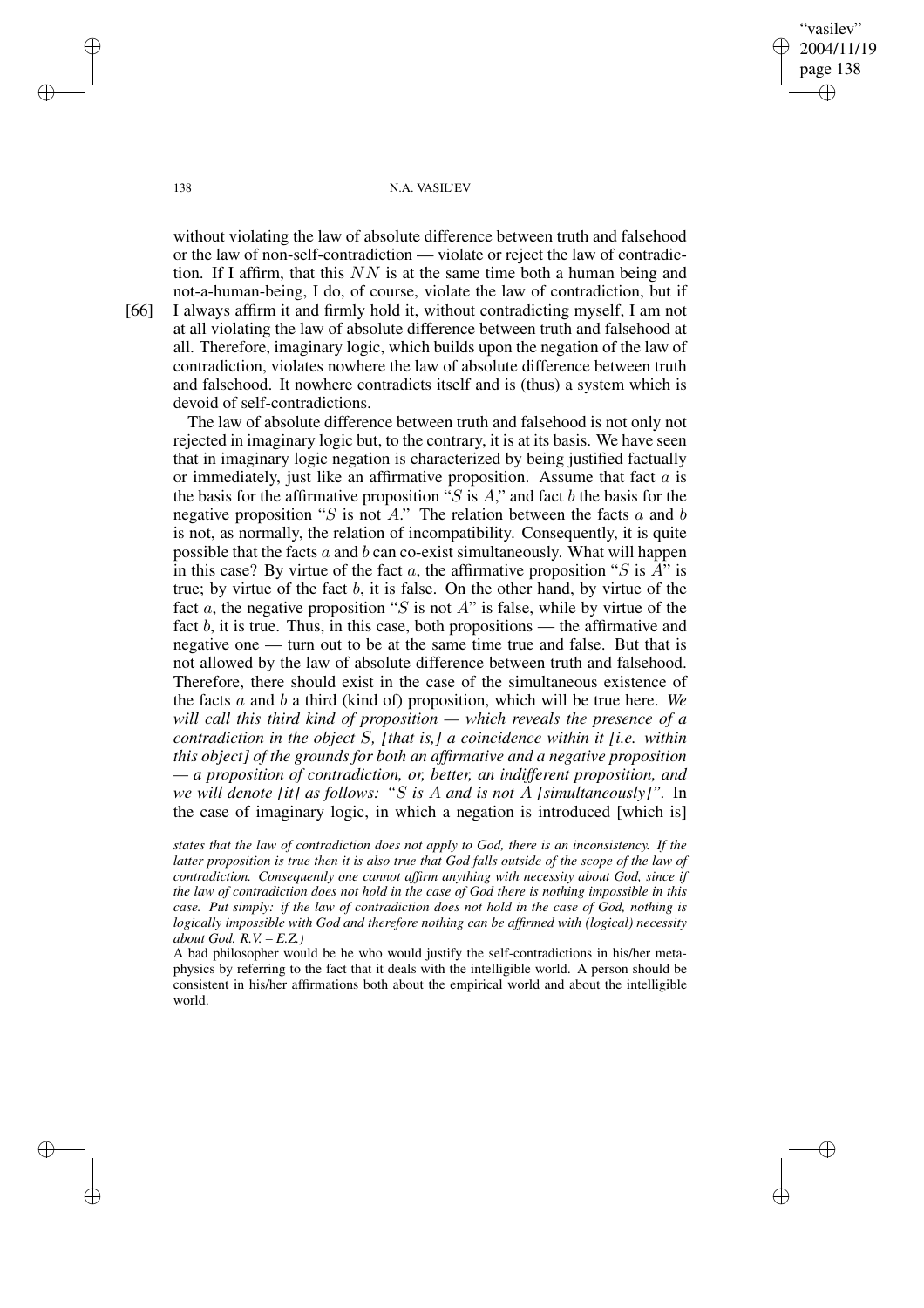without violating the law of absolute difference between truth and falsehood or the law of non-self-contradiction — violate or reject the law of contradiction. If I affirm, that this $NN$ is at the same time both a human being and not-a-human-being, I do, of course, violate the law of contradiction, but if [66] I always affirm it and firmly hold it, without contradicting myself, I am not at all violating the law of absolute difference between truth and falsehood at all. Therefore, imaginary logic, which builds upon the negation of the law of contradiction, violates nowhere the law of absolute difference between truth and falsehood. It nowhere contradicts itself and is (thus) a system which is devoid of self-contradictions.

The law of absolute difference between truth and falsehood is not only not rejected in imaginary logic but, to the contrary, it is at its basis. We have seen that in imaginary logic negation is characterized by being justified factually or immediately, just like an affirmative proposition. Assume that fact $a$ is the basis for the affirmative proposition "$S$ is $A$," and fact $b$ the basis for the negative proposition "$S$ is not $A$." The relation between the facts $a$ and $b$ is not, as normally, the relation of incompatibility. Consequently, it is quite possible that the facts $a$ and $b$ can co-exist simultaneously. What will happen in this case? By virtue of the fact $a$, the affirmative proposition "$S$ is $A$" is true; by virtue of the fact $b$, it is false. On the other hand, by virtue of the fact $a$, the negative proposition "$S$ is not $A$" is false, while by virtue of the fact $b$, it is true. Thus, in this case, both propositions — the affirmative and negative one — turn out to be at the same time true and false. But that is not allowed by the law of absolute difference between truth and falsehood. Therefore, there should exist in the case of the simultaneous existence of the facts $a$ and $b$ a third (kind of) proposition, which will be true here. *We will call this third kind of proposition — which reveals the presence of a contradiction in the object $S$, [that is,] a coincidence within it [i.e. within this object] of the grounds for both an affirmative and a negative proposition — a proposition of contradiction, or, better, an indifferent proposition, and we will denote [it] as follows: "$S$ is $A$ and is not $A$ [simultaneously]".* In the case of imaginary logic, in which a negation is introduced [which is]

*states that the law of contradiction does not apply to God, there is an inconsistency. If the latter proposition is true then it is also true that God falls outside of the scope of the law of contradiction. Consequently one cannot affirm anything with necessity about God, since if the law of contradiction does not hold in the case of God there is nothing impossible in this case. Put simply: if the law of contradiction does not hold in the case of God, nothing is logically impossible with God and therefore nothing can be affirmed with (logical) necessity about God. R.V. – E.Z.)*

A bad philosopher would be he who would justify the self-contradictions in his/her metaphysics by referring to the fact that it deals with the intelligible world. A person should be consistent in his/her affirmations both about the empirical world and about the intelligible world.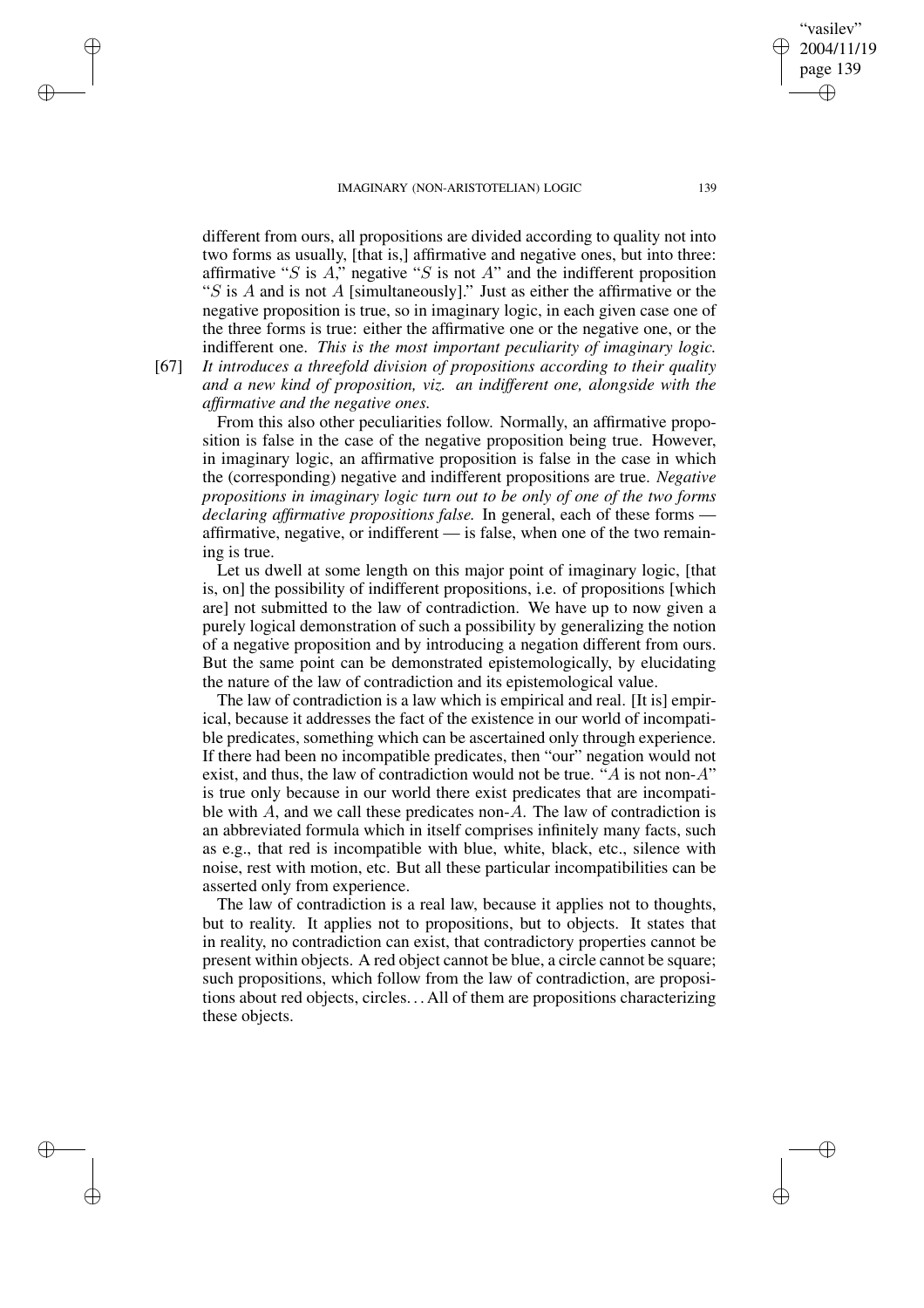different from ours, all propositions are divided according to quality not into two forms as usually, [that is,] affirmative and negative ones, but into three: affirmative "$S$ is $A$," negative "$S$ is not $A$" and the indifferent proposition "$S$ is $A$ and is not $A$ [simultaneously]." Just as either the affirmative or the negative proposition is true, so in imaginary logic, in each given case one of the three forms is true: either the affirmative one or the negative one, or the indifferent one. *This is the most important peculiarity of imaginary logic.* [67] *It introduces a threefold division of propositions according to their quality and a new kind of proposition, viz. an indifferent one, alongside with the affirmative and the negative ones.*

From this also other peculiarities follow. Normally, an affirmative proposition is false in the case of the negative proposition being true. However, in imaginary logic, an affirmative proposition is false in the case in which the (corresponding) negative and indifferent propositions are true. *Negative propositions in imaginary logic turn out to be only of one of the two forms declaring affirmative propositions false.* In general, each of these forms — affirmative, negative, or indifferent — is false, when one of the two remaining is true.

Let us dwell at some length on this major point of imaginary logic, [that is, on] the possibility of indifferent propositions, i.e. of propositions [which are] not submitted to the law of contradiction. We have up to now given a purely logical demonstration of such a possibility by generalizing the notion of a negative proposition and by introducing a negation different from ours. But the same point can be demonstrated epistemologically, by elucidating the nature of the law of contradiction and its epistemological value.

The law of contradiction is a law which is empirical and real. [It is] empirical, because it addresses the fact of the existence in our world of incompatible predicates, something which can be ascertained only through experience. If there had been no incompatible predicates, then "our" negation would not exist, and thus, the law of contradiction would not be true. "$A$ is not non-$A$" is true only because in our world there exist predicates that are incompatible with $A$, and we call these predicates non-$A$. The law of contradiction is an abbreviated formula which in itself comprises infinitely many facts, such as e.g., that red is incompatible with blue, white, black, etc., silence with noise, rest with motion, etc. But all these particular incompatibilities can be asserted only from experience.

The law of contradiction is a real law, because it applies not to thoughts, but to reality. It applies not to propositions, but to objects. It states that in reality, no contradiction can exist, that contradictory properties cannot be present within objects. A red object cannot be blue, a circle cannot be square; such propositions, which follow from the law of contradiction, are propositions about red objects, circles. . . All of them are propositions characterizing these objects.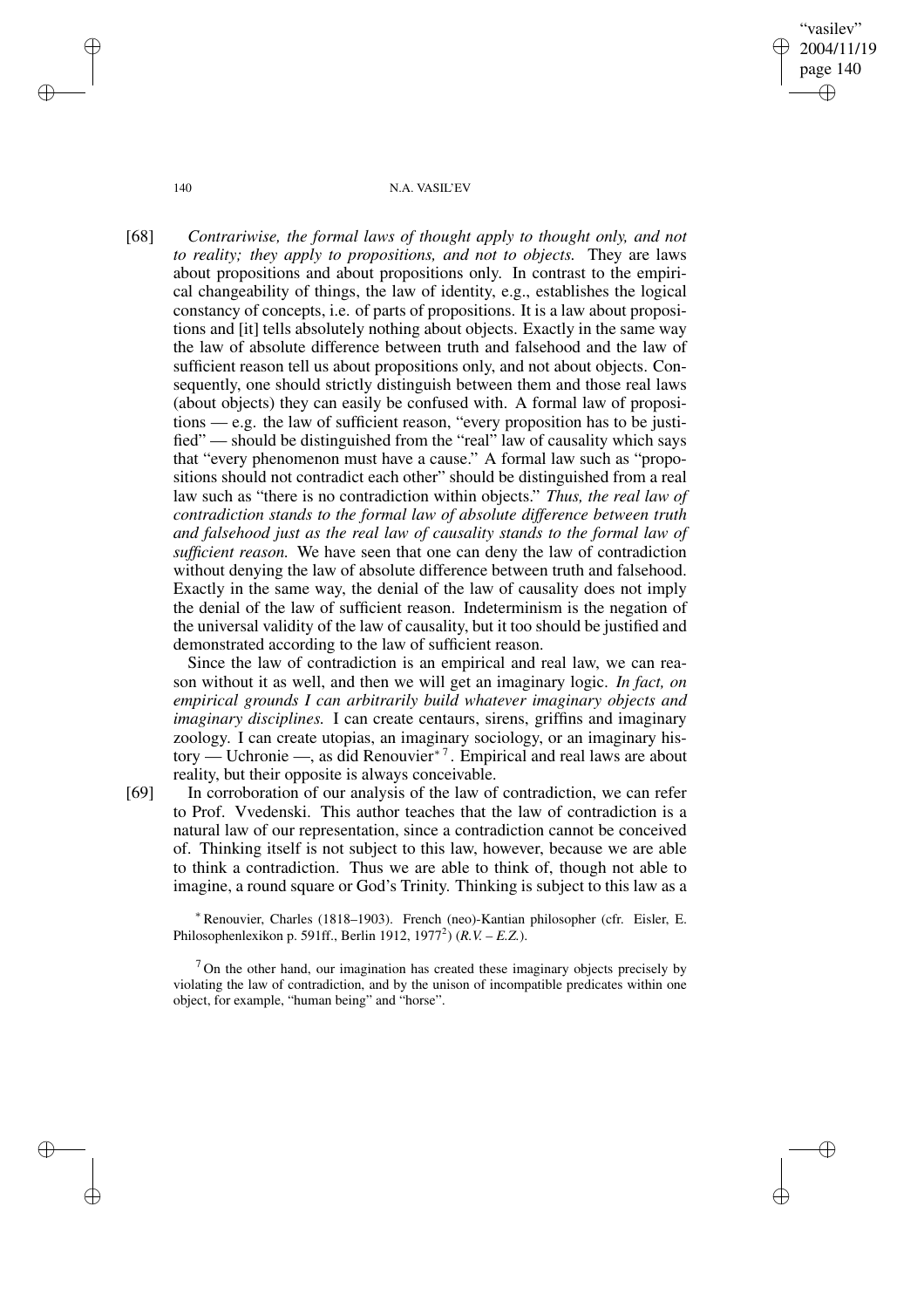[68] *Contrariwise, the formal laws of thought apply to thought only, and not to reality; they apply to propositions, and not to objects.* They are laws about propositions and about propositions only. In contrast to the empirical changeability of things, the law of identity, e.g., establishes the logical constancy of concepts, i.e. of parts of propositions. It is a law about propositions and [it] tells absolutely nothing about objects. Exactly in the same way the law of absolute difference between truth and falsehood and the law of sufficient reason tell us about propositions only, and not about objects. Consequently, one should strictly distinguish between them and those real laws (about objects) they can easily be confused with. A formal law of propositions — e.g. the law of sufficient reason, "every proposition has to be justified" — should be distinguished from the "real" law of causality which says that "every phenomenon must have a cause." A formal law such as "propositions should not contradict each other" should be distinguished from a real law such as "there is no contradiction within objects." *Thus, the real law of contradiction stands to the formal law of absolute difference between truth and falsehood just as the real law of causality stands to the formal law of sufficient reason.* We have seen that one can deny the law of contradiction without denying the law of absolute difference between truth and falsehood. Exactly in the same way, the denial of the law of causality does not imply the denial of the law of sufficient reason. Indeterminism is the negation of the universal validity of the law of causality, but it too should be justified and demonstrated according to the law of sufficient reason.

Since the law of contradiction is an empirical and real law, we can reason without it as well, and then we will get an imaginary logic. *In fact, on empirical grounds I can arbitrarily build whatever imaginary objects and imaginary disciplines.* I can create centaurs, sirens, griffins and imaginary zoology. I can create utopias, an imaginary sociology, or an imaginary history — Uchronie —, as did Renouvier*[7]. Empirical and real laws are about reality, but their opposite is always conceivable.

[69] In corroboration of our analysis of the law of contradiction, we can refer to Prof. Vvedenski. This author teaches that the law of contradiction is a natural law of our representation, since a contradiction cannot be conceived of. Thinking itself is not subject to this law, however, because we are able to think a contradiction. Thus we are able to think of, though not able to imagine, a round square or God's Trinity. Thinking is subject to this law as a

* Renouvier, Charles (1818–1903). French (neo)-Kantian philosopher (cfr. Eisler, E. Philosophenlexikon p. 591ff., Berlin 1912, 1977[2]) (*R.V. – E.Z.*).

[7] On the other hand, our imagination has created these imaginary objects precisely by violating the law of contradiction, and by the unison of incompatible predicates within one object, for example, "human being" and "horse".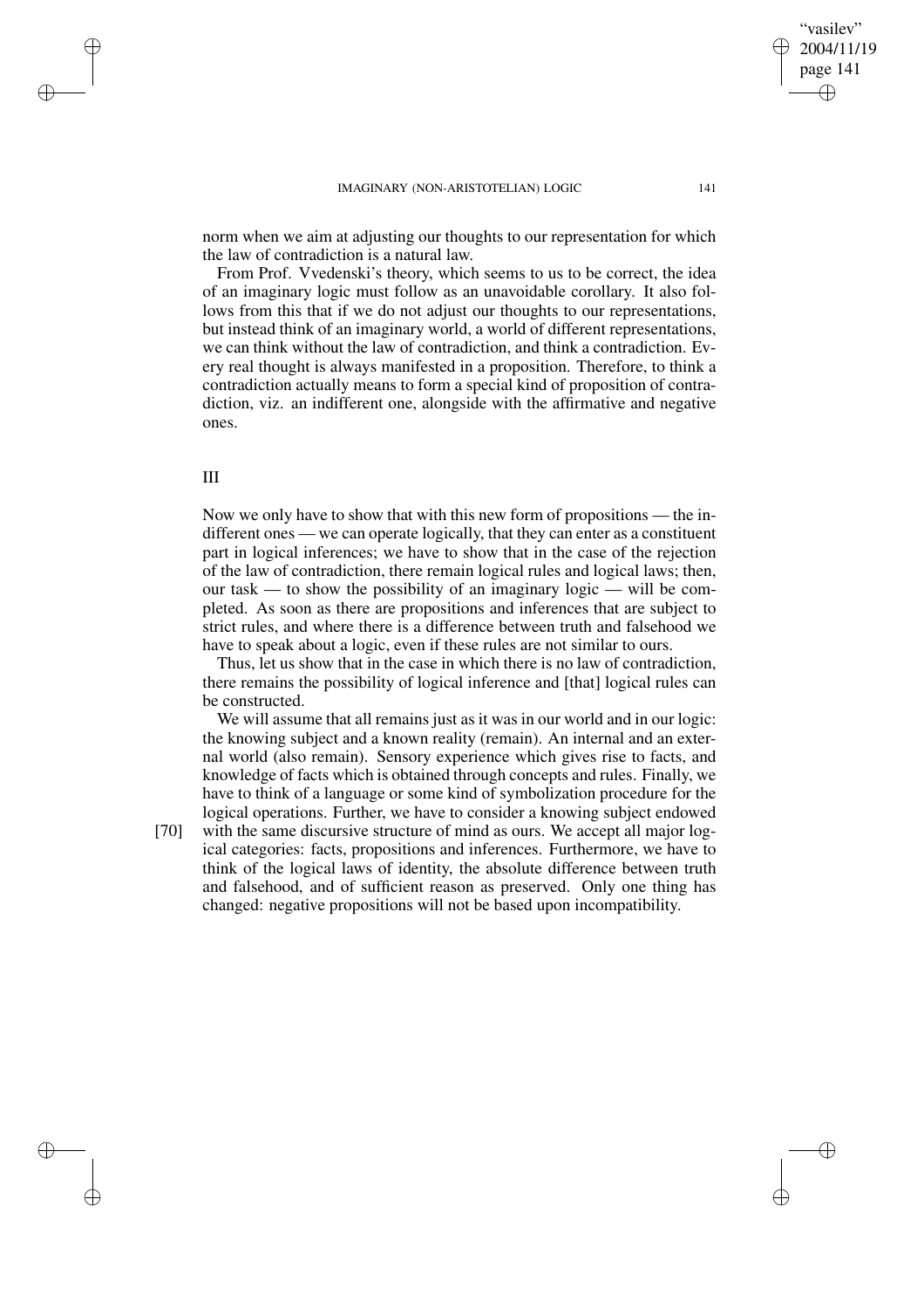norm when we aim at adjusting our thoughts to our representation for which the law of contradiction is a natural law.

From Prof. Vvedenski's theory, which seems to us to be correct, the idea of an imaginary logic must follow as an unavoidable corollary. It also follows from this that if we do not adjust our thoughts to our representations, but instead think of an imaginary world, a world of different representations, we can think without the law of contradiction, and think a contradiction. Every real thought is always manifested in a proposition. Therefore, to think a contradiction actually means to form a special kind of proposition of contradiction, viz. an indifferent one, alongside with the affirmative and negative ones.

## III

Now we only have to show that with this new form of propositions — the indifferent ones — we can operate logically, that they can enter as a constituent part in logical inferences; we have to show that in the case of the rejection of the law of contradiction, there remain logical rules and logical laws; then, our task — to show the possibility of an imaginary logic — will be completed. As soon as there are propositions and inferences that are subject to strict rules, and where there is a difference between truth and falsehood we have to speak about a logic, even if these rules are not similar to ours.

Thus, let us show that in the case in which there is no law of contradiction, there remains the possibility of logical inference and [that] logical rules can be constructed.

We will assume that all remains just as it was in our world and in our logic: the knowing subject and a known reality (remain). An internal and an external world (also remain). Sensory experience which gives rise to facts, and knowledge of facts which is obtained through concepts and rules. Finally, we have to think of a language or some kind of symbolization procedure for the logical operations. Further, we have to consider a knowing subject endowed [70] with the same discursive structure of mind as ours. We accept all major logical categories: facts, propositions and inferences. Furthermore, we have to think of the logical laws of identity, the absolute difference between truth and falsehood, and of sufficient reason as preserved. Only one thing has changed: negative propositions will not be based upon incompatibility.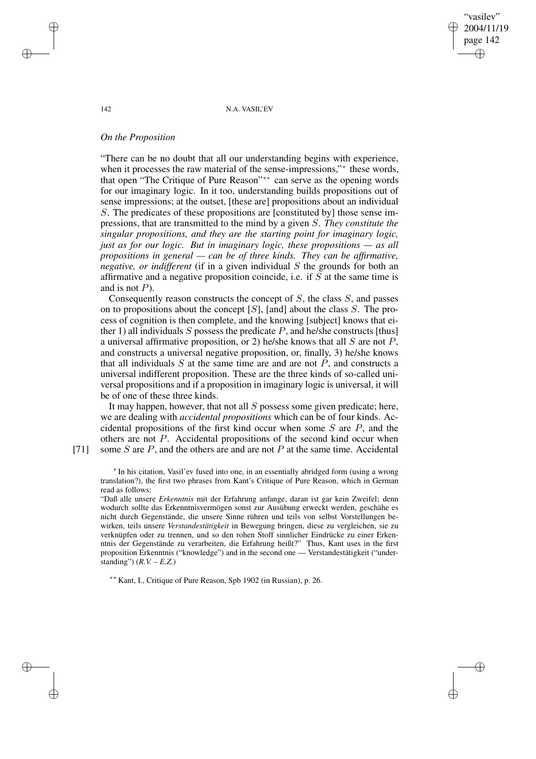*On the Proposition*

"There can be no doubt that all our understanding begins with experience, when it processes the raw material of the sense-impressions,"* these words, that open "The Critique of Pure Reason"** can serve as the opening words for our imaginary logic. In it too, understanding builds propositions out of sense impressions; at the outset, [these are] propositions about an individual $S$. The predicates of these propositions are [constituted by] those sense impressions, that are transmitted to the mind by a given $S$. *They constitute the singular propositions, and they are the starting point for imaginary logic, just as for our logic. But in imaginary logic, these propositions — as all propositions in general — can be of three kinds. They can be affirmative, negative, or indifferent* (if in a given individual $S$ the grounds for both an affirmative and a negative proposition coincide, i.e. if $S$ at the same time is and is not $P$).

Consequently reason constructs the concept of $S$, the class $S$, and passes on to propositions about the concept [$S$], [and] about the class $S$. The process of cognition is then complete, and the knowing [subject] knows that either 1) all individuals $S$ possess the predicate $P$, and he/she constructs [thus] a universal affirmative proposition, or 2) he/she knows that all $S$ are not $P$, and constructs a universal negative proposition, or, finally, 3) he/she knows that all individuals $S$ at the same time are and are not $P$, and constructs a universal indifferent proposition. These are the three kinds of so-called universal propositions and if a proposition in imaginary logic is universal, it will be of one of these three kinds.

It may happen, however, that not all $S$ possess some given predicate; here, we are dealing with *accidental propositions* which can be of four kinds. Accidental propositions of the first kind occur when some $S$ are $P$, and the others are not $P$. Accidental propositions of the second kind occur when [71] some $S$ are $P$, and the others are and are not $P$ at the same time. Accidental

\* In his citation, Vasil'ev fused into one, in an essentially abridged form (using a wrong translation?), the first two phrases from Kant's Critique of Pure Reason, which in German read as follows:

"Daß alle unsere *Erkenntnis* mit der Erfahrung anfange, daran ist gar kein Zweifel; denn wodurch sollte das Erkenntnisvermögen sonst zur Ausübung erweckt werden, geschähe es nicht durch Gegenstände, die unsere Sinne rühren und teils von selbst Vorstellungen bewirken, teils unsere *Verstandestätigkeit* in Bewegung bringen, diese zu vergleichen, sie zu verknüpfen oder zu trennen, und so den rohen Stoff sinnlicher Eindrücke zu einer Erkenntnis der Gegenstände zu verarbeiten, die Erfahrung heißt?" Thus, Kant uses in the first proposition Erkenntnis ("knowledge") and in the second one — Verstandestätigkeit ("understanding") (*R.V. – E.Z.*)

\*\* Kant, I., Critique of Pure Reason, Spb 1902 (in Russian), p. 26.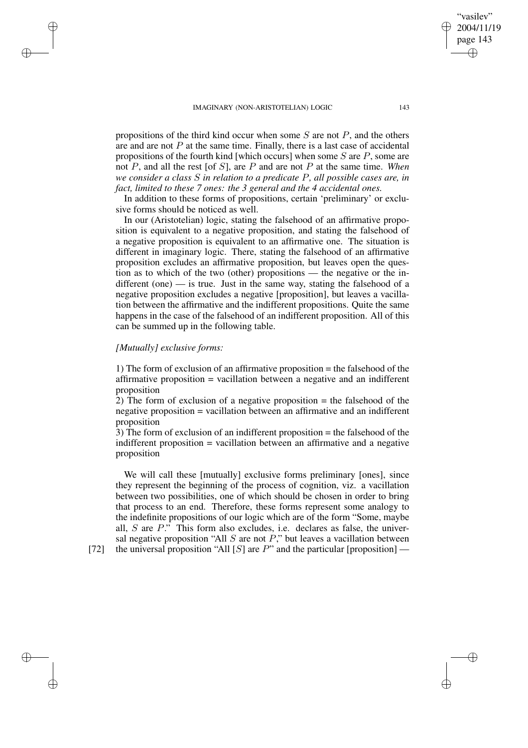propositions of the third kind occur when some $S$ are not $P$, and the others are and are not $P$ at the same time. Finally, there is a last case of accidental propositions of the fourth kind [which occurs] when some $S$ are $P$, some are not $P$, and all the rest [of $S$], are $P$ and are not $P$ at the same time. *When we consider a class $S$ in relation to a predicate $P$, all possible cases are, in fact, limited to these 7 ones: the 3 general and the 4 accidental ones.*

In addition to these forms of propositions, certain 'preliminary' or exclusive forms should be noticed as well.

In our (Aristotelian) logic, stating the falsehood of an affirmative proposition is equivalent to a negative proposition, and stating the falsehood of a negative proposition is equivalent to an affirmative one. The situation is different in imaginary logic. There, stating the falsehood of an affirmative proposition excludes an affirmative proposition, but leaves open the question as to which of the two (other) propositions — the negative or the indifferent (one) — is true. Just in the same way, stating the falsehood of a negative proposition excludes a negative [proposition], but leaves a vacillation between the affirmative and the indifferent propositions. Quite the same happens in the case of the falsehood of an indifferent proposition. All of this can be summed up in the following table.

*[Mutually] exclusive forms:*

1) The form of exclusion of an affirmative proposition = the falsehood of the affirmative proposition = vacillation between a negative and an indifferent proposition

2) The form of exclusion of a negative proposition = the falsehood of the negative proposition = vacillation between an affirmative and an indifferent proposition

3) The form of exclusion of an indifferent proposition = the falsehood of the indifferent proposition = vacillation between an affirmative and a negative proposition

We will call these [mutually] exclusive forms preliminary [ones], since they represent the beginning of the process of cognition, viz. a vacillation between two possibilities, one of which should be chosen in order to bring that process to an end. Therefore, these forms represent some analogy to the indefinite propositions of our logic which are of the form "Some, maybe all, $S$ are $P$." This form also excludes, i.e. declares as false, the universal negative proposition "All $S$ are not $P$," but leaves a vacillation between [72] the universal proposition "All [$S$] are $P$" and the particular [proposition] —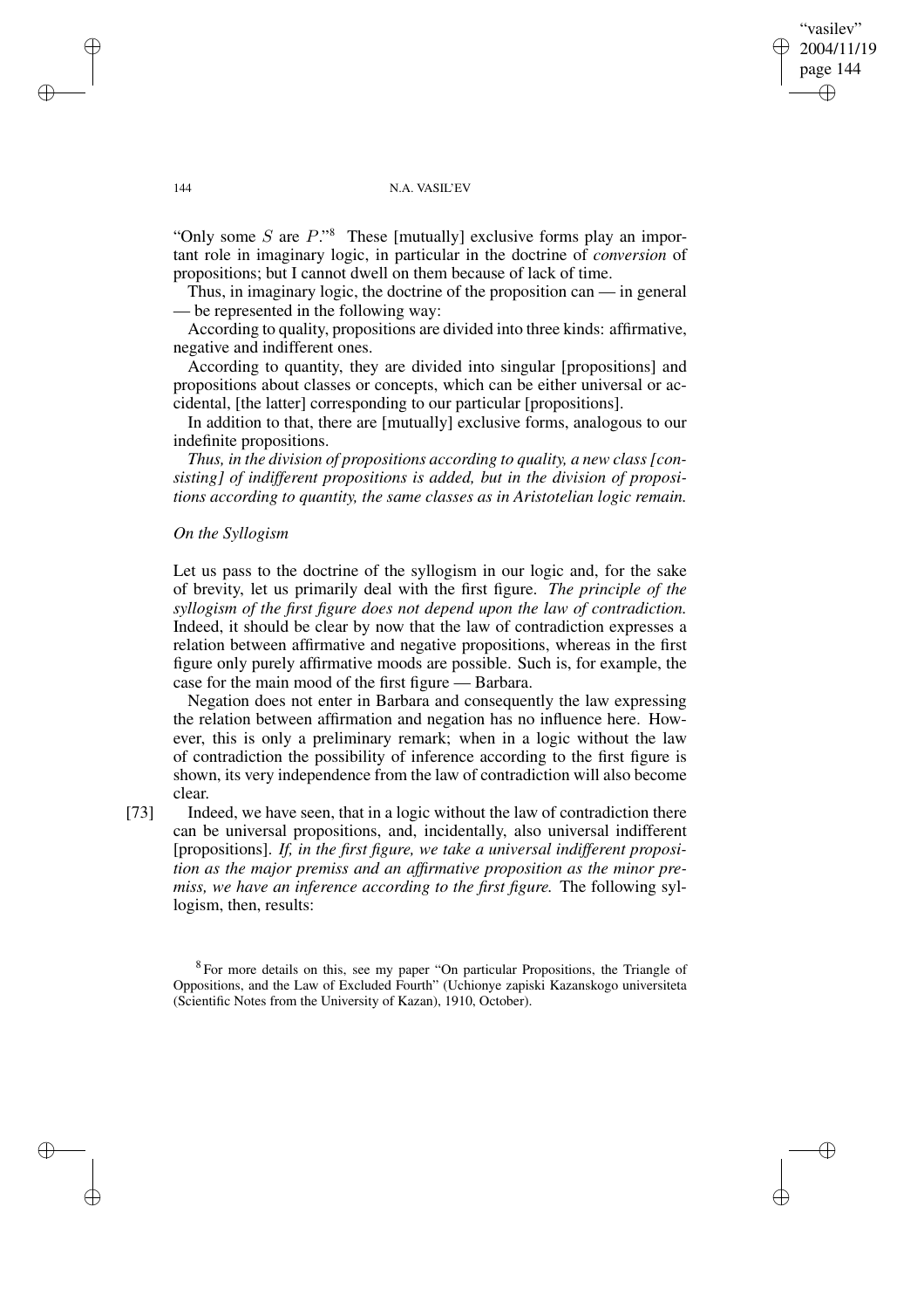"Only some $S$ are $P$."[8] These [mutually] exclusive forms play an important role in imaginary logic, in particular in the doctrine of *conversion* of propositions; but I cannot dwell on them because of lack of time.

Thus, in imaginary logic, the doctrine of the proposition can — in general — be represented in the following way:

According to quality, propositions are divided into three kinds: affirmative, negative and indifferent ones.

According to quantity, they are divided into singular [propositions] and propositions about classes or concepts, which can be either universal or accidental, [the latter] corresponding to our particular [propositions].

In addition to that, there are [mutually] exclusive forms, analogous to our indefinite propositions.

*Thus, in the division of propositions according to quality, a new class [consisting] of indifferent propositions is added, but in the division of propositions according to quantity, the same classes as in Aristotelian logic remain.*

*On the Syllogism*

Let us pass to the doctrine of the syllogism in our logic and, for the sake of brevity, let us primarily deal with the first figure. *The principle of the syllogism of the first figure does not depend upon the law of contradiction.* Indeed, it should be clear by now that the law of contradiction expresses a relation between affirmative and negative propositions, whereas in the first figure only purely affirmative moods are possible. Such is, for example, the case for the main mood of the first figure — Barbara.

Negation does not enter in Barbara and consequently the law expressing the relation between affirmation and negation has no influence here. However, this is only a preliminary remark; when in a logic without the law of contradiction the possibility of inference according to the first figure is shown, its very independence from the law of contradiction will also become clear.

[73] Indeed, we have seen, that in a logic without the law of contradiction there can be universal propositions, and, incidentally, also universal indifferent [propositions]. *If, in the first figure, we take a universal indifferent proposition as the major premiss and an affirmative proposition as the minor premiss, we have an inference according to the first figure.* The following syllogism, then, results:

[8] For more details on this, see my paper "On particular Propositions, the Triangle of Oppositions, and the Law of Excluded Fourth" (Uchionye zapiski Kazanskogo universiteta (Scientific Notes from the University of Kazan), 1910, October).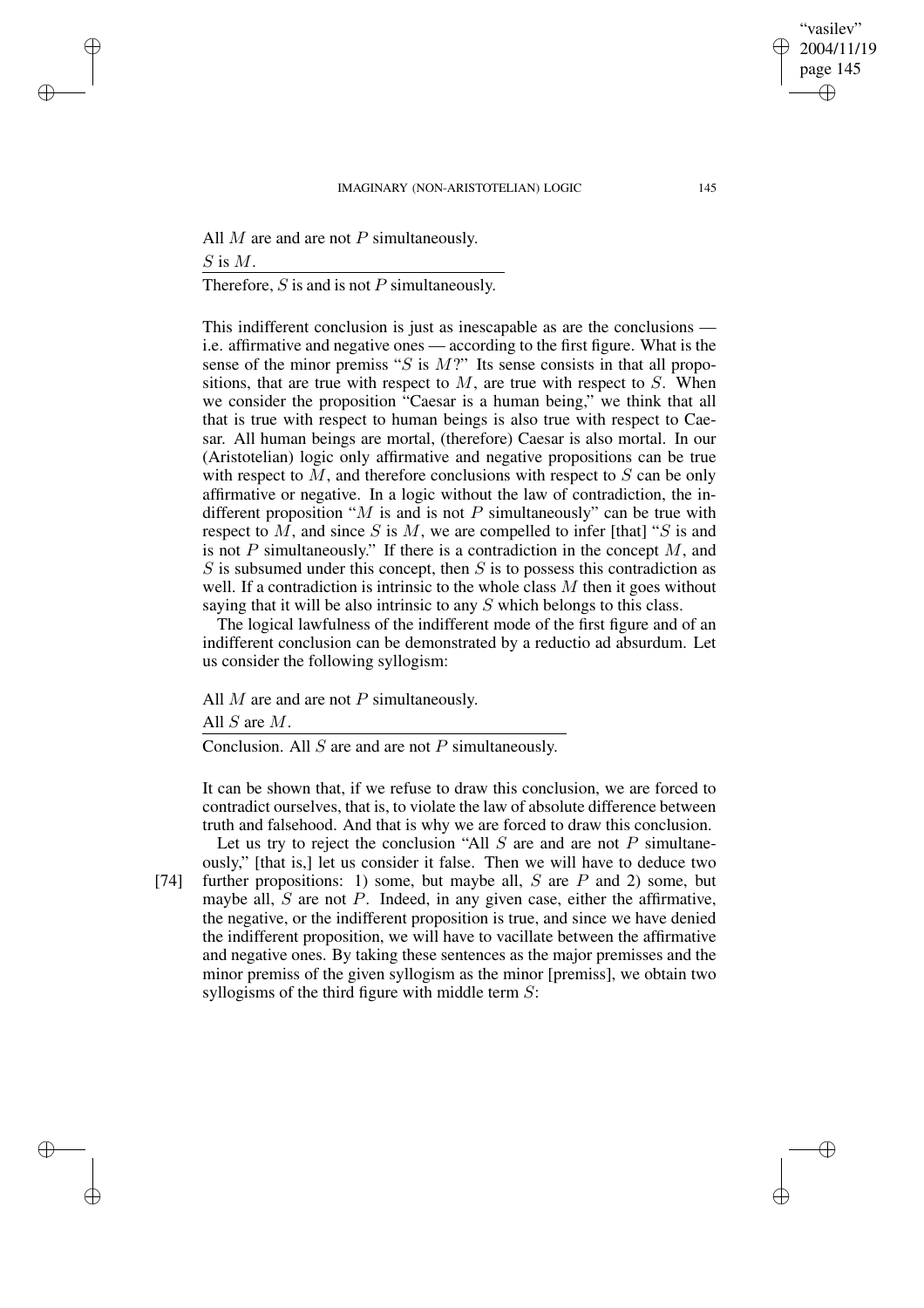All $M$ are and are not $P$ simultaneously.
$S$ is $M$.

---

Therefore, $S$ is and is not $P$ simultaneously.

This indifferent conclusion is just as inescapable as are the conclusions — i.e. affirmative and negative ones — according to the first figure. What is the sense of the minor premiss "$S$ is $M$?" Its sense consists in that all propositions, that are true with respect to $M$, are true with respect to $S$. When we consider the proposition "Caesar is a human being," we think that all that is true with respect to human beings is also true with respect to Caesar. All human beings are mortal, (therefore) Caesar is also mortal. In our (Aristotelian) logic only affirmative and negative propositions can be true with respect to $M$, and therefore conclusions with respect to $S$ can be only affirmative or negative. In a logic without the law of contradiction, the indifferent proposition "$M$ is and is not $P$ simultaneously" can be true with respect to $M$, and since $S$ is $M$, we are compelled to infer [that] "$S$ is and is not $P$ simultaneously." If there is a contradiction in the concept $M$, and $S$ is subsumed under this concept, then $S$ is to possess this contradiction as well. If a contradiction is intrinsic to the whole class $M$ then it goes without saying that it will be also intrinsic to any $S$ which belongs to this class.

The logical lawfulness of the indifferent mode of the first figure and of an indifferent conclusion can be demonstrated by a reductio ad absurdum. Let us consider the following syllogism:

All $M$ are and are not $P$ simultaneously.
All $S$ are $M$.

---

Conclusion. All $S$ are and are not $P$ simultaneously.

It can be shown that, if we refuse to draw this conclusion, we are forced to contradict ourselves, that is, to violate the law of absolute difference between truth and falsehood. And that is why we are forced to draw this conclusion.

Let us try to reject the conclusion "All $S$ are and are not $P$ simultaneously," [that is,] let us consider it false. Then we will have to deduce two [74] further propositions: 1) some, but maybe all, $S$ are $P$ and 2) some, but maybe all, $S$ are not $P$. Indeed, in any given case, either the affirmative, the negative, or the indifferent proposition is true, and since we have denied the indifferent proposition, we will have to vacillate between the affirmative and negative ones. By taking these sentences as the major premisses and the minor premiss of the given syllogism as the minor [premiss], we obtain two syllogisms of the third figure with middle term $S$: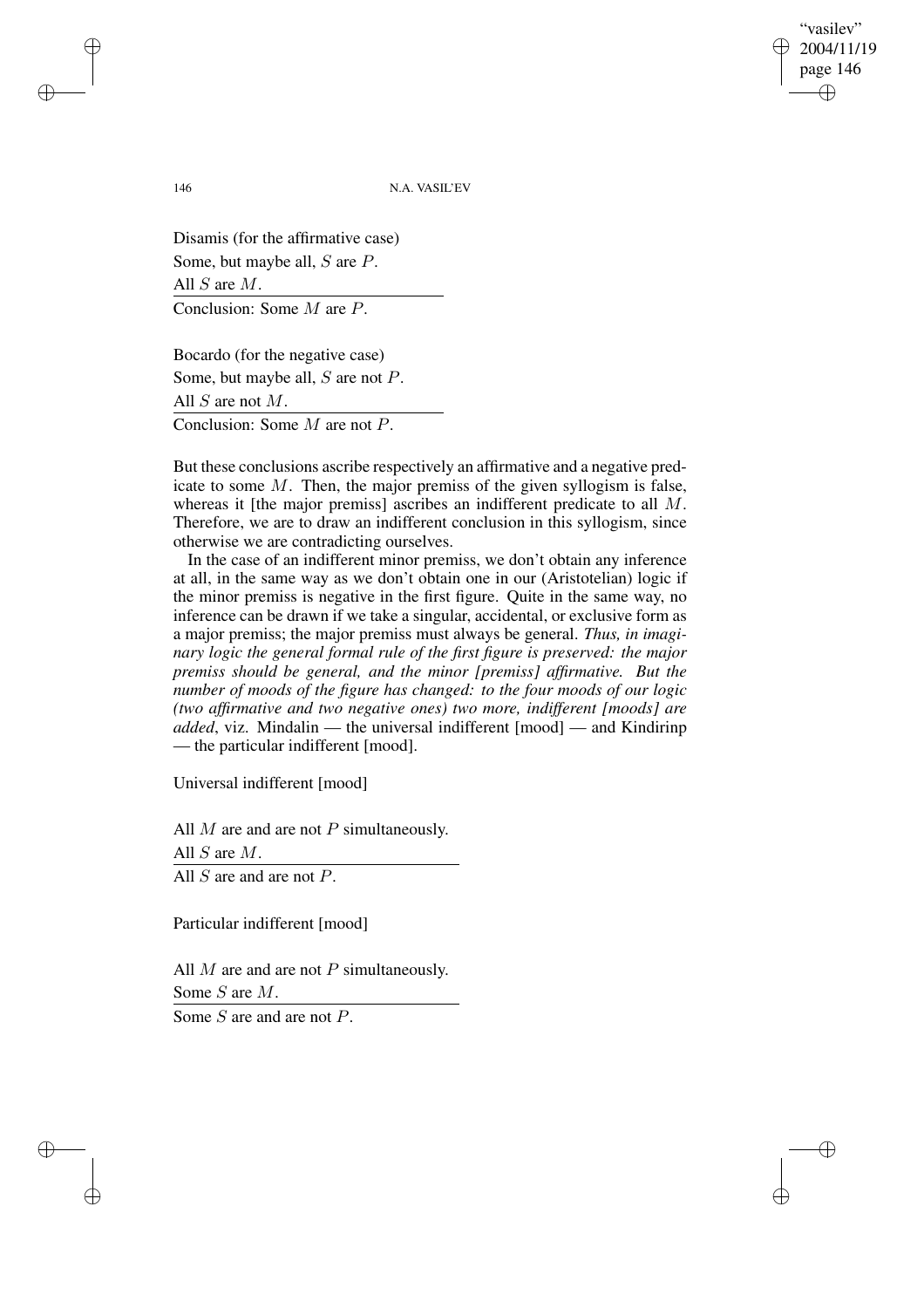Disamis (for the affirmative case)
Some, but maybe all, $S$ are $P$.
All $S$ are $M$.

---

Conclusion: Some $M$ are $P$.

Bocardo (for the negative case)
Some, but maybe all, $S$ are not $P$.
All $S$ are not $M$.

---

Conclusion: Some $M$ are not $P$.

But these conclusions ascribe respectively an affirmative and a negative predicate to some $M$. Then, the major premiss of the given syllogism is false, whereas it [the major premiss] ascribes an indifferent predicate to all $M$. Therefore, we are to draw an indifferent conclusion in this syllogism, since otherwise we are contradicting ourselves.

In the case of an indifferent minor premiss, we don't obtain any inference at all, in the same way as we don't obtain one in our (Aristotelian) logic if the minor premiss is negative in the first figure. Quite in the same way, no inference can be drawn if we take a singular, accidental, or exclusive form as a major premiss; the major premiss must always be general. *Thus, in imaginary logic the general formal rule of the first figure is preserved: the major premiss should be general, and the minor [premiss] affirmative. But the number of moods of the figure has changed: to the four moods of our logic (two affirmative and two negative ones) two more, indifferent [moods] are added*, viz. Mindalin — the universal indifferent [mood] — and Kindirinp — the particular indifferent [mood].

Universal indifferent [mood]

All $M$ are and are not $P$ simultaneously.
All $S$ are $M$.

---

All $S$ are and are not $P$.

Particular indifferent [mood]

All $M$ are and are not $P$ simultaneously.
Some $S$ are $M$.

---

Some $S$ are and are not $P$.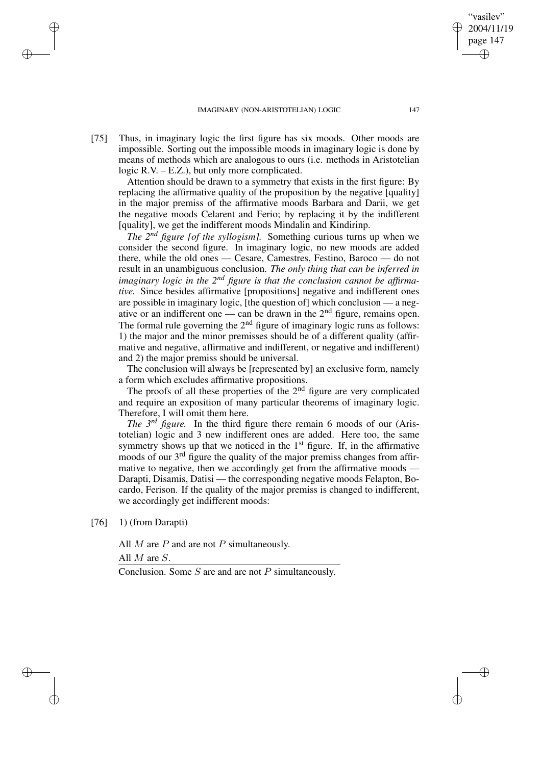[75] Thus, in imaginary logic the first figure has six moods. Other moods are impossible. Sorting out the impossible moods in imaginary logic is done by means of methods which are analogous to ours (i.e. methods in Aristotelian logic R.V. – E.Z.), but only more complicated.

Attention should be drawn to a symmetry that exists in the first figure: By replacing the affirmative quality of the proposition by the negative [quality] in the major premiss of the affirmative moods Barbara and Darii, we get the negative moods Celarent and Ferio; by replacing it by the indifferent [quality], we get the indifferent moods Mindalin and Kindirinp.

*The 2nd figure [of the syllogism].* Something curious turns up when we consider the second figure. In imaginary logic, no new moods are added there, while the old ones — Cesare, Camestres, Festino, Baroco — do not result in an unambiguous conclusion. *The only thing that can be inferred in imaginary logic in the 2nd figure is that the conclusion cannot be affirmative.* Since besides affirmative [propositions] negative and indifferent ones are possible in imaginary logic, [the question of] which conclusion — a negative or an indifferent one — can be drawn in the 2nd figure, remains open. The formal rule governing the 2nd figure of imaginary logic runs as follows: 1) the major and the minor premisses should be of a different quality (affirmative and negative, affirmative and indifferent, or negative and indifferent) and 2) the major premiss should be universal.

The conclusion will always be [represented by] an exclusive form, namely a form which excludes affirmative propositions.

The proofs of all these properties of the 2nd figure are very complicated and require an exposition of many particular theorems of imaginary logic. Therefore, I will omit them here.

*The 3rd figure.* In the third figure there remain 6 moods of our (Aristotelian) logic and 3 new indifferent ones are added. Here too, the same symmetry shows up that we noticed in the 1st figure. If, in the affirmative moods of our 3rd figure the quality of the major premiss changes from affirmative to negative, then we accordingly get from the affirmative moods — Darapti, Disamis, Datisi — the corresponding negative moods Felapton, Bocardo, Ferison. If the quality of the major premiss is changed to indifferent, we accordingly get indifferent moods:

[76] 1) (from Darapti)

All $M$ are $P$ and are not $P$ simultaneously.

All $M$ are $S$.

---

Conclusion. Some $S$ are and are not $P$ simultaneously.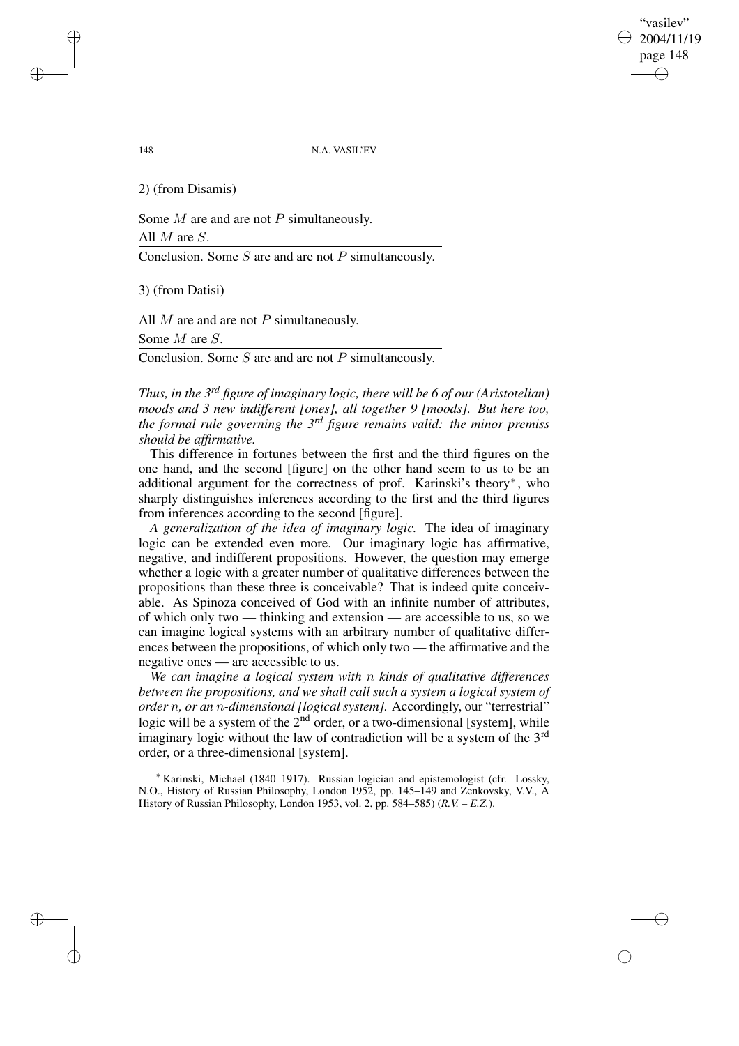2) (from Disamis)

Some $M$ are and are not $P$ simultaneously.
All $M$ are $S$.

---

Conclusion. Some $S$ are and are not $P$ simultaneously.

3) (from Datisi)

All $M$ are and are not $P$ simultaneously.
Some $M$ are $S$.

---

Conclusion. Some $S$ are and are not $P$ simultaneously.

*Thus, in the 3rd figure of imaginary logic, there will be 6 of our (Aristotelian) moods and 3 new indifferent [ones], all together 9 [moods]. But here too, the formal rule governing the 3rd figure remains valid: the minor premiss should be affirmative.*

This difference in fortunes between the first and the third figures on the one hand, and the second [figure] on the other hand seem to us to be an additional argument for the correctness of prof. Karinski's theory*, who sharply distinguishes inferences according to the first and the third figures from inferences according to the second [figure].

*A generalization of the idea of imaginary logic.* The idea of imaginary logic can be extended even more. Our imaginary logic has affirmative, negative, and indifferent propositions. However, the question may emerge whether a logic with a greater number of qualitative differences between the propositions than these three is conceivable? That is indeed quite conceivable. As Spinoza conceived of God with an infinite number of attributes, of which only two — thinking and extension — are accessible to us, so we can imagine logical systems with an arbitrary number of qualitative differences between the propositions, of which only two — the affirmative and the negative ones — are accessible to us.

*We can imagine a logical system with $n$ kinds of qualitative differences between the propositions, and we shall call such a system a logical system of order $n$, or an $n$-dimensional [logical system].* Accordingly, our "terrestrial" logic will be a system of the 2nd order, or a two-dimensional [system], while imaginary logic without the law of contradiction will be a system of the 3rd order, or a three-dimensional [system].

* Karinski, Michael (1840–1917). Russian logician and epistemologist (cfr. Lossky, N.O., History of Russian Philosophy, London 1952, pp. 145–149 and Zenkovsky, V.V., A History of Russian Philosophy, London 1953, vol. 2, pp. 584–585) (*R.V. – E.Z.*).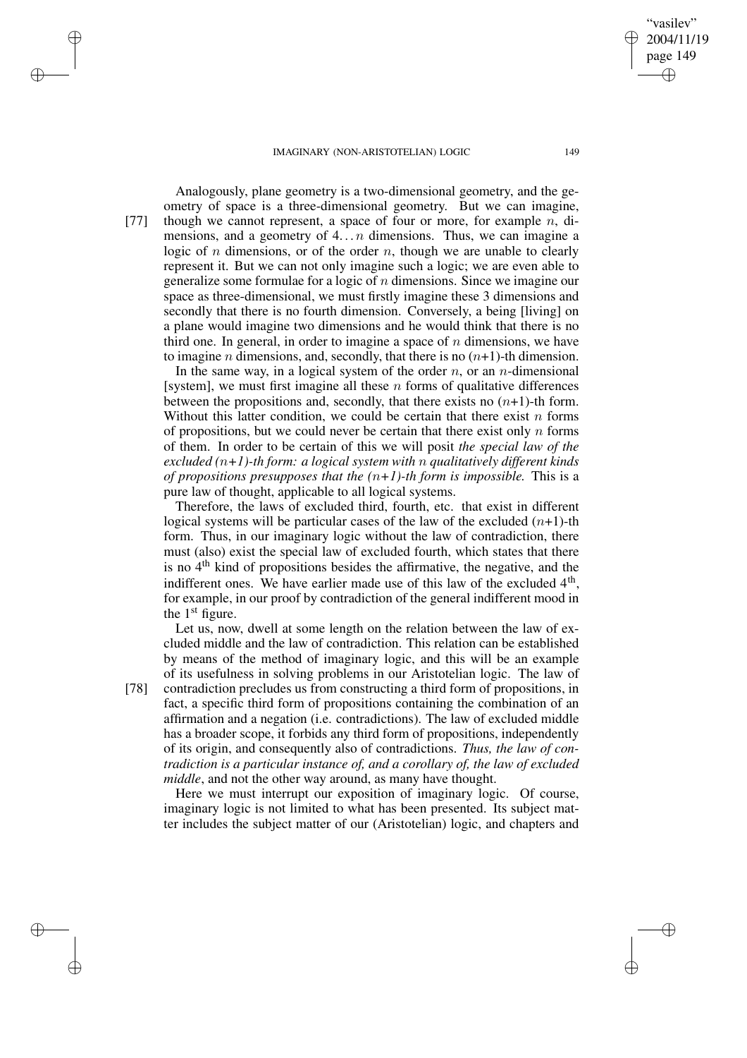Analogously, plane geometry is a two-dimensional geometry, and the geometry of space is a three-dimensional geometry. But we can imagine, [77] though we cannot represent, a space of four or more, for example $n$, dimensions, and a geometry of $4 \ldots n$ dimensions. Thus, we can imagine a logic of $n$ dimensions, or of the order $n$, though we are unable to clearly represent it. But we can not only imagine such a logic; we are even able to generalize some formulae for a logic of $n$ dimensions. Since we imagine our space as three-dimensional, we must firstly imagine these 3 dimensions and secondly that there is no fourth dimension. Conversely, a being [living] on a plane would imagine two dimensions and he would think that there is no third one. In general, in order to imagine a space of $n$ dimensions, we have to imagine $n$ dimensions, and, secondly, that there is no $(n+1)$-th dimension.

In the same way, in a logical system of the order $n$, or an $n$-dimensional [system], we must first imagine all these $n$ forms of qualitative differences between the propositions and, secondly, that there exists no $(n+1)$-th form. Without this latter condition, we could be certain that there exist $n$ forms of propositions, but we could never be certain that there exist only $n$ forms of them. In order to be certain of this we will posit *the special law of the excluded $(n+1)$-th form: a logical system with $n$ qualitatively different kinds of propositions presupposes that the $(n+1)$-th form is impossible.* This is a pure law of thought, applicable to all logical systems.

Therefore, the laws of excluded third, fourth, etc. that exist in different logical systems will be particular cases of the law of the excluded $(n+1)$-th form. Thus, in our imaginary logic without the law of contradiction, there must (also) exist the special law of excluded fourth, which states that there is no 4th kind of propositions besides the affirmative, the negative, and the indifferent ones. We have earlier made use of this law of the excluded 4th, for example, in our proof by contradiction of the general indifferent mood in the 1st figure.

Let us, now, dwell at some length on the relation between the law of excluded middle and the law of contradiction. This relation can be established by means of the method of imaginary logic, and this will be an example of its usefulness in solving problems in our Aristotelian logic. The law of [78] contradiction precludes us from constructing a third form of propositions, in fact, a specific third form of propositions containing the combination of an affirmation and a negation (i.e. contradictions). The law of excluded middle has a broader scope, it forbids any third form of propositions, independently of its origin, and consequently also of contradictions. *Thus, the law of contradiction is a particular instance of, and a corollary of, the law of excluded middle*, and not the other way around, as many have thought.

Here we must interrupt our exposition of imaginary logic. Of course, imaginary logic is not limited to what has been presented. Its subject matter includes the subject matter of our (Aristotelian) logic, and chapters and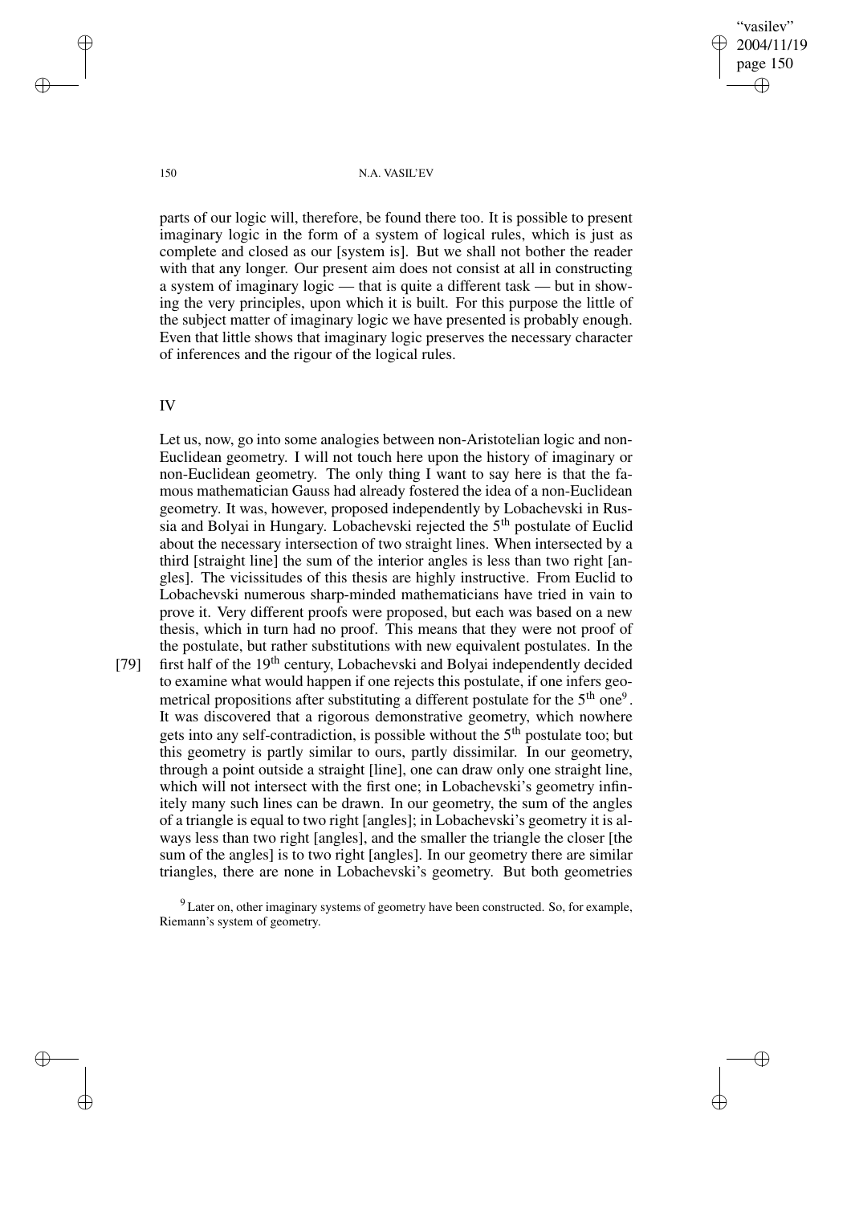parts of our logic will, therefore, be found there too. It is possible to present imaginary logic in the form of a system of logical rules, which is just as complete and closed as our [system is]. But we shall not bother the reader with that any longer. Our present aim does not consist at all in constructing a system of imaginary logic — that is quite a different task — but in showing the very principles, upon which it is built. For this purpose the little of the subject matter of imaginary logic we have presented is probably enough. Even that little shows that imaginary logic preserves the necessary character of inferences and the rigour of the logical rules.

## IV

Let us, now, go into some analogies between non-Aristotelian logic and non-Euclidean geometry. I will not touch here upon the history of imaginary or non-Euclidean geometry. The only thing I want to say here is that the famous mathematician Gauss had already fostered the idea of a non-Euclidean geometry. It was, however, proposed independently by Lobachevski in Russia and Bolyai in Hungary. Lobachevski rejected the 5th postulate of Euclid about the necessary intersection of two straight lines. When intersected by a third [straight line] the sum of the interior angles is less than two right [angles]. The vicissitudes of this thesis are highly instructive. From Euclid to Lobachevski numerous sharp-minded mathematicians have tried in vain to prove it. Very different proofs were proposed, but each was based on a new thesis, which in turn had no proof. This means that they were not proof of the postulate, but rather substitutions with new equivalent postulates. In the [79] first half of the 19th century, Lobachevski and Bolyai independently decided to examine what would happen if one rejects this postulate, if one infers geometrical propositions after substituting a different postulate for the 5th one[9]. It was discovered that a rigorous demonstrative geometry, which nowhere gets into any self-contradiction, is possible without the 5th postulate too; but this geometry is partly similar to ours, partly dissimilar. In our geometry, through a point outside a straight [line], one can draw only one straight line, which will not intersect with the first one; in Lobachevski's geometry infinitely many such lines can be drawn. In our geometry, the sum of the angles of a triangle is equal to two right [angles]; in Lobachevski's geometry it is always less than two right [angles], and the smaller the triangle the closer [the sum of the angles] is to two right [angles]. In our geometry there are similar triangles, there are none in Lobachevski's geometry. But both geometries

[9] Later on, other imaginary systems of geometry have been constructed. So, for example, Riemann's system of geometry.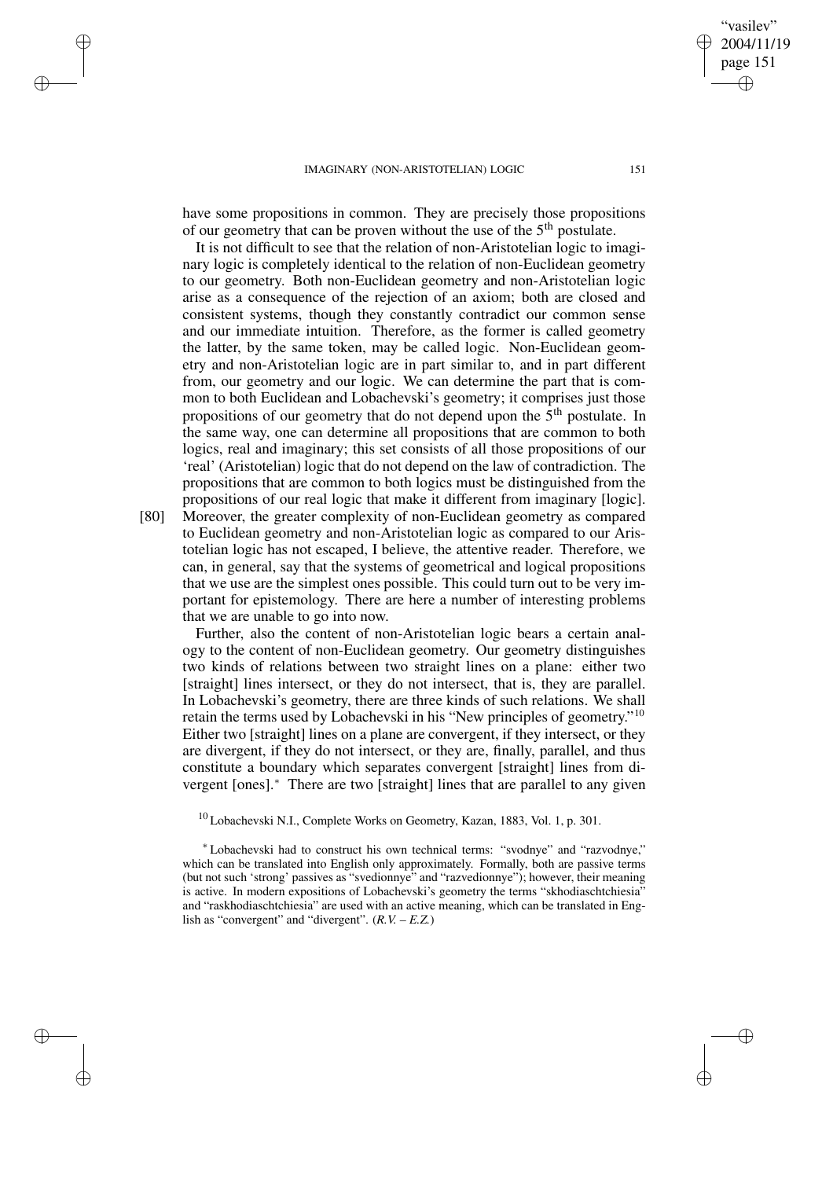have some propositions in common. They are precisely those propositions of our geometry that can be proven without the use of the 5th postulate.

It is not difficult to see that the relation of non-Aristotelian logic to imaginary logic is completely identical to the relation of non-Euclidean geometry to our geometry. Both non-Euclidean geometry and non-Aristotelian logic arise as a consequence of the rejection of an axiom; both are closed and consistent systems, though they constantly contradict our common sense and our immediate intuition. Therefore, as the former is called geometry the latter, by the same token, may be called logic. Non-Euclidean geometry and non-Aristotelian logic are in part similar to, and in part different from, our geometry and our logic. We can determine the part that is common to both Euclidean and Lobachevski's geometry; it comprises just those propositions of our geometry that do not depend upon the 5th postulate. In the same way, one can determine all propositions that are common to both logics, real and imaginary; this set consists of all those propositions of our 'real' (Aristotelian) logic that do not depend on the law of contradiction. The propositions that are common to both logics must be distinguished from the propositions of our real logic that make it different from imaginary [logic].

[80] Moreover, the greater complexity of non-Euclidean geometry as compared to Euclidean geometry and non-Aristotelian logic as compared to our Aristotelian logic has not escaped, I believe, the attentive reader. Therefore, we can, in general, say that the systems of geometrical and logical propositions that we use are the simplest ones possible. This could turn out to be very important for epistemology. There are here a number of interesting problems that we are unable to go into now.

Further, also the content of non-Aristotelian logic bears a certain analogy to the content of non-Euclidean geometry. Our geometry distinguishes two kinds of relations between two straight lines on a plane: either two [straight] lines intersect, or they do not intersect, that is, they are parallel. In Lobachevski's geometry, there are three kinds of such relations. We shall retain the terms used by Lobachevski in his "New principles of geometry."[10] Either two [straight] lines on a plane are convergent, if they intersect, or they are divergent, if they do not intersect, or they are, finally, parallel, and thus constitute a boundary which separates convergent [straight] lines from divergent [ones].* There are two [straight] lines that are parallel to any given

[10] Lobachevski N.I., Complete Works on Geometry, Kazan, 1883, Vol. 1, p. 301.

* Lobachevski had to construct his own technical terms: "svodnye" and "razvodnye," which can be translated into English only approximately. Formally, both are passive terms (but not such 'strong' passives as "svedionnye" and "razvedionnye"); however, their meaning is active. In modern expositions of Lobachevski's geometry the terms "skhodiaschtchiesia" and "raskhodiaschtchiesia" are used with an active meaning, which can be translated in English as "convergent" and "divergent". (*R.V. – E.Z.*)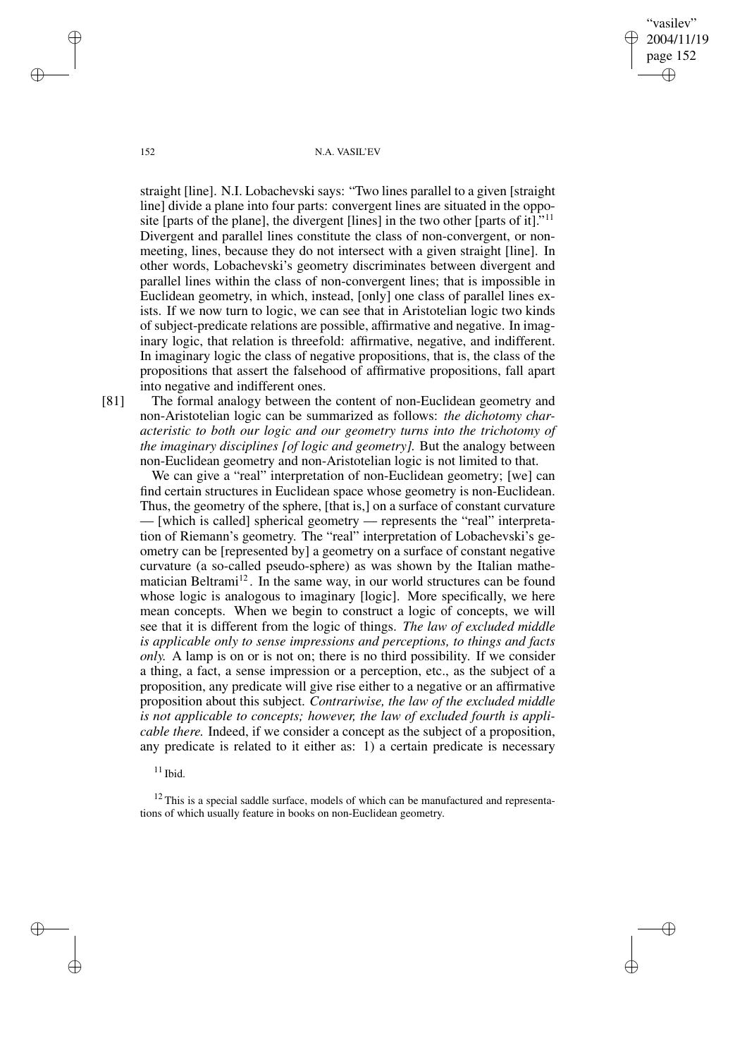straight [line]. N.I. Lobachevski says: "Two lines parallel to a given [straight line] divide a plane into four parts: convergent lines are situated in the opposite [parts of the plane], the divergent [lines] in the two other [parts of it]."[11] Divergent and parallel lines constitute the class of non-convergent, or non-meeting, lines, because they do not intersect with a given straight [line]. In other words, Lobachevski's geometry discriminates between divergent and parallel lines within the class of non-convergent lines; that is impossible in Euclidean geometry, in which, instead, [only] one class of parallel lines exists. If we now turn to logic, we can see that in Aristotelian logic two kinds of subject-predicate relations are possible, affirmative and negative. In imaginary logic, that relation is threefold: affirmative, negative, and indifferent. In imaginary logic the class of negative propositions, that is, the class of the propositions that assert the falsehood of affirmative propositions, fall apart into negative and indifferent ones.

[81] The formal analogy between the content of non-Euclidean geometry and non-Aristotelian logic can be summarized as follows: *the dichotomy characteristic to both our logic and our geometry turns into the trichotomy of the imaginary disciplines [of logic and geometry].* But the analogy between non-Euclidean geometry and non-Aristotelian logic is not limited to that.

We can give a "real" interpretation of non-Euclidean geometry; [we] can find certain structures in Euclidean space whose geometry is non-Euclidean. Thus, the geometry of the sphere, [that is,] on a surface of constant curvature — [which is called] spherical geometry — represents the "real" interpretation of Riemann's geometry. The "real" interpretation of Lobachevski's geometry can be [represented by] a geometry on a surface of constant negative curvature (a so-called pseudo-sphere) as was shown by the Italian mathematician Beltrami[12]. In the same way, in our world structures can be found whose logic is analogous to imaginary [logic]. More specifically, we here mean concepts. When we begin to construct a logic of concepts, we will see that it is different from the logic of things. *The law of excluded middle is applicable only to sense impressions and perceptions, to things and facts only.* A lamp is on or is not on; there is no third possibility. If we consider a thing, a fact, a sense impression or a perception, etc., as the subject of a proposition, any predicate will give rise either to a negative or an affirmative proposition about this subject. *Contrariwise, the law of the excluded middle is not applicable to concepts; however, the law of excluded fourth is applicable there.* Indeed, if we consider a concept as the subject of a proposition, any predicate is related to it either as: 1) a certain predicate is necessary

[11] Ibid.

[12] This is a special saddle surface, models of which can be manufactured and representations of which usually feature in books on non-Euclidean geometry.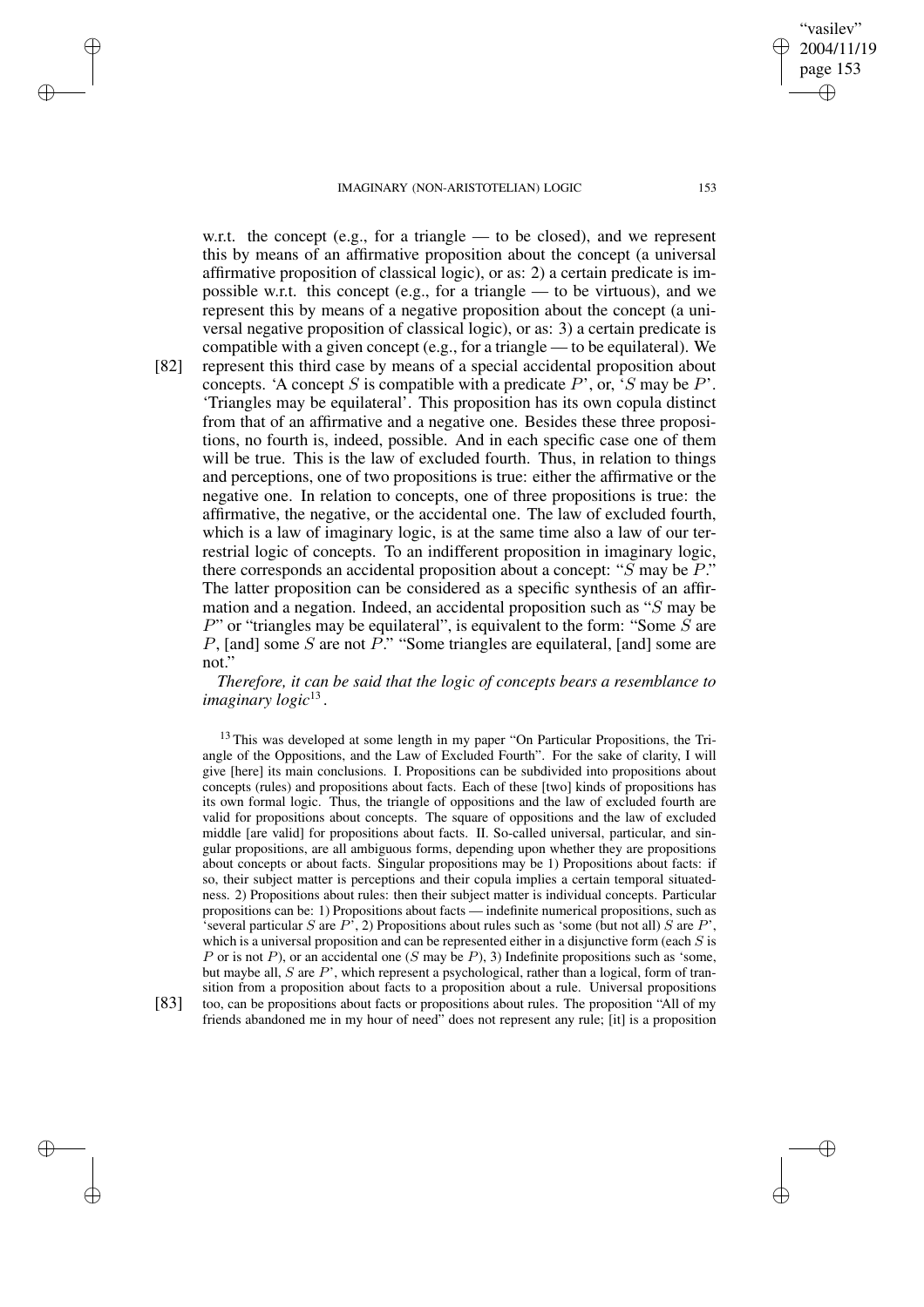w.r.t. the concept (e.g., for a triangle — to be closed), and we represent this by means of an affirmative proposition about the concept (a universal affirmative proposition of classical logic), or as: 2) a certain predicate is impossible w.r.t. this concept (e.g., for a triangle — to be virtuous), and we represent this by means of a negative proposition about the concept (a universal negative proposition of classical logic), or as: 3) a certain predicate is compatible with a given concept (e.g., for a triangle — to be equilateral). We represent this third case by means of a special accidental proposition about concepts. 'A concept $S$ is compatible with a predicate $P$', or, '$S$ may be $P$'. 'Triangles may be equilateral'. This proposition has its own copula distinct from that of an affirmative and a negative one. Besides these three propositions, no fourth is, indeed, possible. And in each specific case one of them will be true. This is the law of excluded fourth. Thus, in relation to things and perceptions, one of two propositions is true: either the affirmative or the negative one. In relation to concepts, one of three propositions is true: the affirmative, the negative, or the accidental one. The law of excluded fourth, which is a law of imaginary logic, is at the same time also a law of our terrestrial logic of concepts. To an indifferent proposition in imaginary logic, there corresponds an accidental proposition about a concept: "$S$ may be $P$." The latter proposition can be considered as a specific synthesis of an affirmation and a negation. Indeed, an accidental proposition such as "$S$ may be $P$" or "triangles may be equilateral", is equivalent to the form: "Some $S$ are $P$, [and] some $S$ are not $P$." "Some triangles are equilateral, [and] some are not."

[82]

*Therefore, it can be said that the logic of concepts bears a resemblance to imaginary logic*[13].

[13] This was developed at some length in my paper "On Particular Propositions, the Triangle of the Oppositions, and the Law of Excluded Fourth". For the sake of clarity, I will give [here] its main conclusions. I. Propositions can be subdivided into propositions about concepts (rules) and propositions about facts. Each of these [two] kinds of propositions has its own formal logic. Thus, the triangle of oppositions and the law of excluded fourth are valid for propositions about concepts. The square of oppositions and the law of excluded middle [are valid] for propositions about facts. II. So-called universal, particular, and singular propositions, are all ambiguous forms, depending upon whether they are propositions about concepts or about facts. Singular propositions may be 1) Propositions about facts: if so, their subject matter is perceptions and their copula implies a certain temporal situatedness. 2) Propositions about rules: then their subject matter is individual concepts. Particular propositions can be: 1) Propositions about facts — indefinite numerical propositions, such as 'several particular $S$ are $P$', 2) Propositions about rules such as 'some (but not all) $S$ are $P$', which is a universal proposition and can be represented either in a disjunctive form (each $S$ is $P$ or is not $P$), or an accidental one ($S$ may be $P$), 3) Indefinite propositions such as 'some, but maybe all, $S$ are $P$', which represent a psychological, rather than a logical, form of transition from a proposition about facts to a proposition about a rule. Universal propositions too, can be propositions about facts or propositions about rules. The proposition "All of my friends abandoned me in my hour of need" does not represent any rule; [it] is a proposition

[83]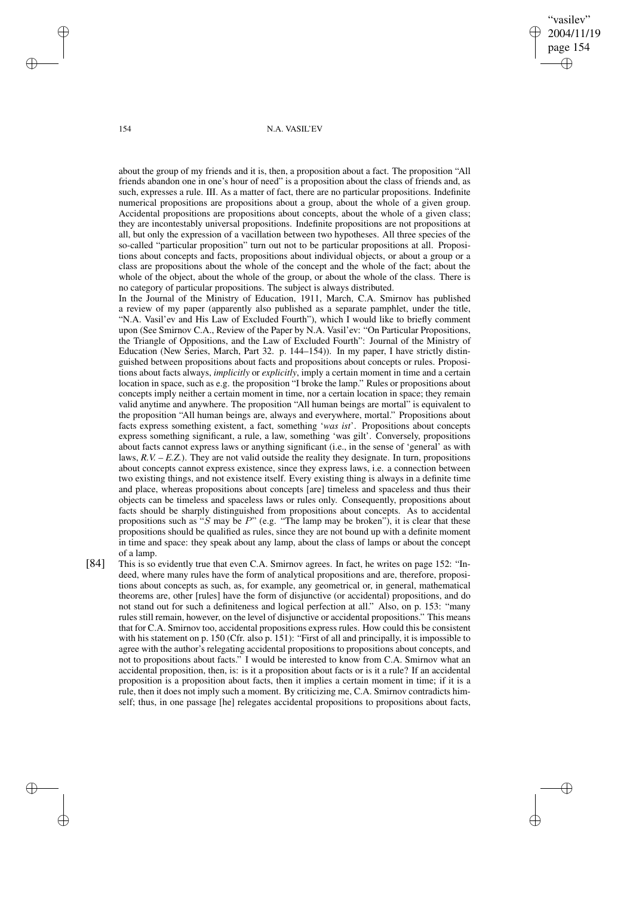about the group of my friends and it is, then, a proposition about a fact. The proposition "All friends abandon one in one's hour of need" is a proposition about the class of friends and, as such, expresses a rule. III. As a matter of fact, there are no particular propositions. Indefinite numerical propositions are propositions about a group, about the whole of a given group. Accidental propositions are propositions about concepts, about the whole of a given class; they are incontestably universal propositions. Indefinite propositions are not propositions at all, but only the expression of a vacillation between two hypotheses. All three species of the so-called "particular proposition" turn out not to be particular propositions at all. Propositions about concepts and facts, propositions about individual objects, or about a group or a class are propositions about the whole of the concept and the whole of the fact; about the whole of the object, about the whole of the group, or about the whole of the class. There is no category of particular propositions. The subject is always distributed.

In the Journal of the Ministry of Education, 1911, March, C.A. Smirnov has published a review of my paper (apparently also published as a separate pamphlet, under the title, "N.A. Vasil'ev and His Law of Excluded Fourth"), which I would like to briefly comment upon (See Smirnov C.A., Review of the Paper by N.A. Vasil'ev: "On Particular Propositions, the Triangle of Oppositions, and the Law of Excluded Fourth": Journal of the Ministry of Education (New Series, March, Part 32. p. 144–154)). In my paper, I have strictly distinguished between propositions about facts and propositions about concepts or rules. Propositions about facts always, *implicitly* or *explicitly*, imply a certain moment in time and a certain location in space, such as e.g. the proposition "I broke the lamp." Rules or propositions about concepts imply neither a certain moment in time, nor a certain location in space; they remain valid anytime and anywhere. The proposition "All human beings are mortal" is equivalent to the proposition "All human beings are, always and everywhere, mortal." Propositions about facts express something existent, a fact, something '*was ist*'. Propositions about concepts express something significant, a rule, a law, something 'was gilt'. Conversely, propositions about facts cannot express laws or anything significant (i.e., in the sense of 'general' as with laws, *R.V. – E.Z.*). They are not valid outside the reality they designate. In turn, propositions about concepts cannot express existence, since they express laws, i.e. a connection between two existing things, and not existence itself. Every existing thing is always in a definite time and place, whereas propositions about concepts [are] timeless and spaceless and thus their objects can be timeless and spaceless laws or rules only. Consequently, propositions about facts should be sharply distinguished from propositions about concepts. As to accidental propositions such as "$S$ may be $P$" (e.g. "The lamp may be broken"), it is clear that these propositions should be qualified as rules, since they are not bound up with a definite moment in time and space: they speak about any lamp, about the class of lamps or about the concept of a lamp.

[84] This is so evidently true that even C.A. Smirnov agrees. In fact, he writes on page 152: "Indeed, where many rules have the form of analytical propositions and are, therefore, propositions about concepts as such, as, for example, any geometrical or, in general, mathematical theorems are, other [rules] have the form of disjunctive (or accidental) propositions, and do not stand out for such a definiteness and logical perfection at all." Also, on p. 153: "many rules still remain, however, on the level of disjunctive or accidental propositions." This means that for C.A. Smirnov too, accidental propositions express rules. How could this be consistent with his statement on p. 150 (Cfr. also p. 151): "First of all and principally, it is impossible to agree with the author's relegating accidental propositions to propositions about concepts, and not to propositions about facts." I would be interested to know from C.A. Smirnov what an accidental proposition, then, is: is it a proposition about facts or is it a rule? If an accidental proposition is a proposition about facts, then it implies a certain moment in time; if it is a rule, then it does not imply such a moment. By criticizing me, C.A. Smirnov contradicts himself; thus, in one passage [he] relegates accidental propositions to propositions about facts,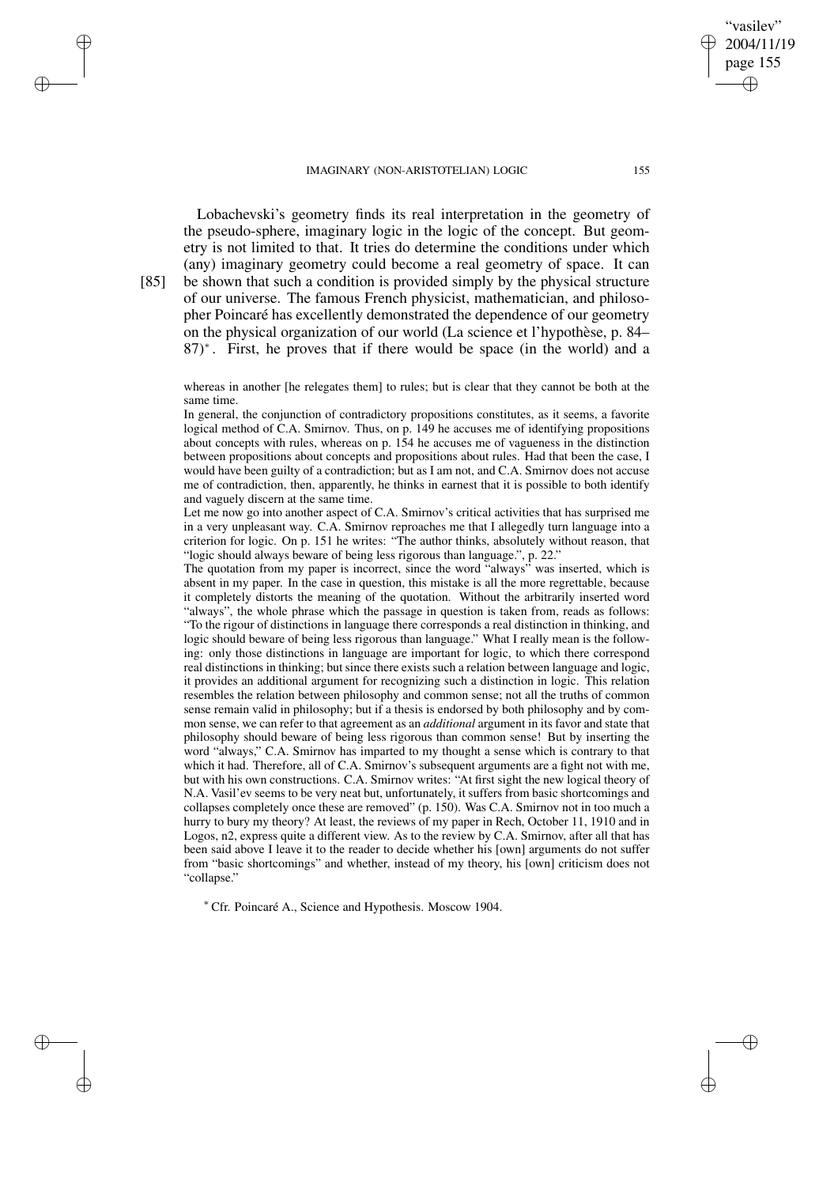Lobachevski's geometry finds its real interpretation in the geometry of the pseudo-sphere, imaginary logic in the logic of the concept. But geometry is not limited to that. It tries do determine the conditions under which (any) imaginary geometry could become a real geometry of space. It can [85] be shown that such a condition is provided simply by the physical structure of our universe. The famous French physicist, mathematician, and philosopher Poincaré has excellently demonstrated the dependence of our geometry on the physical organization of our world (La science et l'hypothèse, p. 84–87)*. First, he proves that if there would be space (in the world) and a

whereas in another [he relegates them] to rules; but is clear that they cannot be both at the same time.

In general, the conjunction of contradictory propositions constitutes, as it seems, a favorite logical method of C.A. Smirnov. Thus, on p. 149 he accuses me of identifying propositions about concepts with rules, whereas on p. 154 he accuses me of vagueness in the distinction between propositions about concepts and propositions about rules. Had that been the case, I would have been guilty of a contradiction; but as I am not, and C.A. Smirnov does not accuse me of contradiction, then, apparently, he thinks in earnest that it is possible to both identify and vaguely discern at the same time.

Let me now go into another aspect of C.A. Smirnov's critical activities that has surprised me in a very unpleasant way. C.A. Smirnov reproaches me that I allegedly turn language into a criterion for logic. On p. 151 he writes: "The author thinks, absolutely without reason, that "logic should always beware of being less rigorous than language.", p. 22."

The quotation from my paper is incorrect, since the word "always" was inserted, which is absent in my paper. In the case in question, this mistake is all the more regrettable, because it completely distorts the meaning of the quotation. Without the arbitrarily inserted word "always", the whole phrase which the passage in question is taken from, reads as follows: "To the rigour of distinctions in language there corresponds a real distinction in thinking, and logic should beware of being less rigorous than language." What I really mean is the following: only those distinctions in language are important for logic, to which there correspond real distinctions in thinking; but since there exists such a relation between language and logic, it provides an additional argument for recognizing such a distinction in logic. This relation resembles the relation between philosophy and common sense; not all the truths of common sense remain valid in philosophy; but if a thesis is endorsed by both philosophy and by common sense, we can refer to that agreement as an *additional* argument in its favor and state that philosophy should beware of being less rigorous than common sense! But by inserting the word "always," C.A. Smirnov has imparted to my thought a sense which is contrary to that which it had. Therefore, all of C.A. Smirnov's subsequent arguments are a fight not with me, but with his own constructions. C.A. Smirnov writes: "At first sight the new logical theory of N.A. Vasil'ev seems to be very neat but, unfortunately, it suffers from basic shortcomings and collapses completely once these are removed" (p. 150). Was C.A. Smirnov not in too much a hurry to bury my theory? At least, the reviews of my paper in Rech, October 11, 1910 and in Logos, n2, express quite a different view. As to the review by C.A. Smirnov, after all that has been said above I leave it to the reader to decide whether his [own] arguments do not suffer from "basic shortcomings" and whether, instead of my theory, his [own] criticism does not "collapse."

* Cfr. Poincaré A., Science and Hypothesis. Moscow 1904.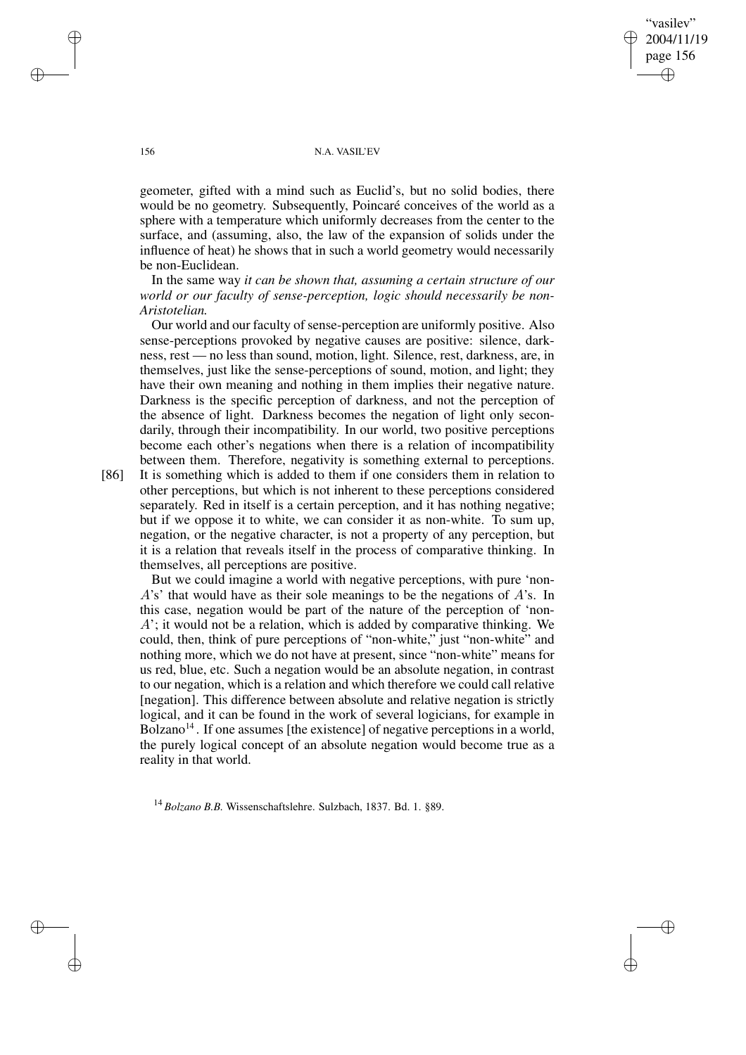geometer, gifted with a mind such as Euclid's, but no solid bodies, there would be no geometry. Subsequently, Poincaré conceives of the world as a sphere with a temperature which uniformly decreases from the center to the surface, and (assuming, also, the law of the expansion of solids under the influence of heat) he shows that in such a world geometry would necessarily be non-Euclidean.

In the same way *it can be shown that, assuming a certain structure of our world or our faculty of sense-perception, logic should necessarily be non-Aristotelian.*

Our world and our faculty of sense-perception are uniformly positive. Also sense-perceptions provoked by negative causes are positive: silence, darkness, rest — no less than sound, motion, light. Silence, rest, darkness, are, in themselves, just like the sense-perceptions of sound, motion, and light; they have their own meaning and nothing in them implies their negative nature. Darkness is the specific perception of darkness, and not the perception of the absence of light. Darkness becomes the negation of light only secondarily, through their incompatibility. In our world, two positive perceptions become each other's negations when there is a relation of incompatibility between them. Therefore, negativity is something external to perceptions. [86] It is something which is added to them if one considers them in relation to other perceptions, but which is not inherent to these perceptions considered separately. Red in itself is a certain perception, and it has nothing negative; but if we oppose it to white, we can consider it as non-white. To sum up, negation, or the negative character, is not a property of any perception, but it is a relation that reveals itself in the process of comparative thinking. In themselves, all perceptions are positive.

But we could imagine a world with negative perceptions, with pure 'non-$A$'s' that would have as their sole meanings to be the negations of $A$'s. In this case, negation would be part of the nature of the perception of 'non-$A$'; it would not be a relation, which is added by comparative thinking. We could, then, think of pure perceptions of "non-white," just "non-white" and nothing more, which we do not have at present, since "non-white" means for us red, blue, etc. Such a negation would be an absolute negation, in contrast to our negation, which is a relation and which therefore we could call relative [negation]. This difference between absolute and relative negation is strictly logical, and it can be found in the work of several logicians, for example in Bolzano[14]. If one assumes [the existence] of negative perceptions in a world, the purely logical concept of an absolute negation would become true as a reality in that world.

[14] *Bolzano B.B.* Wissenschaftslehre. Sulzbach, 1837. Bd. 1. §89.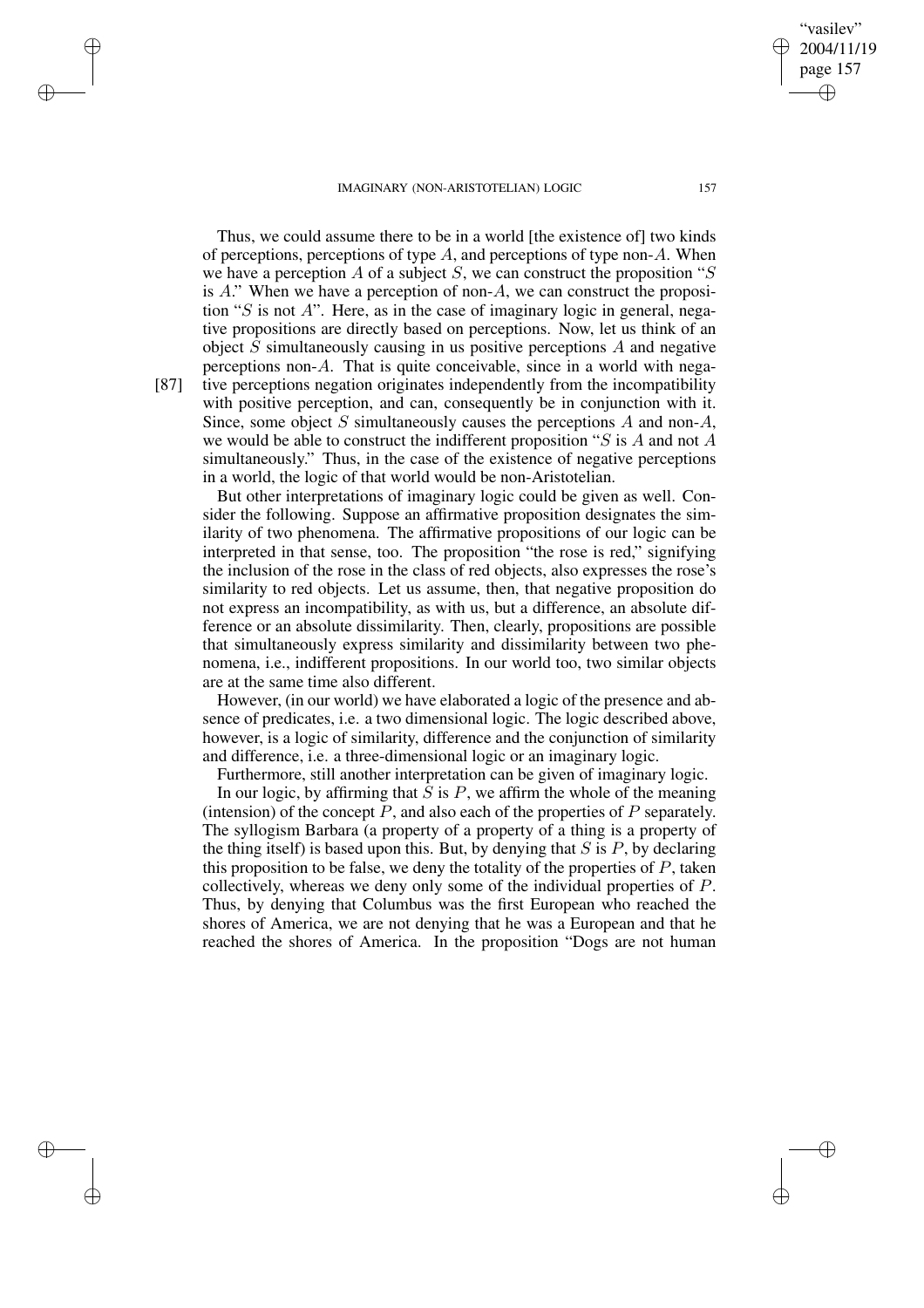Thus, we could assume there to be in a world [the existence of] two kinds of perceptions, perceptions of type $A$, and perceptions of type non-$A$. When we have a perception $A$ of a subject $S$, we can construct the proposition "$S$ is $A$." When we have a perception of non-$A$, we can construct the proposition "$S$ is not $A$". Here, as in the case of imaginary logic in general, negative propositions are directly based on perceptions. Now, let us think of an object $S$ simultaneously causing in us positive perceptions $A$ and negative perceptions non-$A$. That is quite conceivable, since in a world with negative perceptions negation originates independently from the incompatibility with positive perception, and can, consequently be in conjunction with it. Since, some object $S$ simultaneously causes the perceptions $A$ and non-$A$, we would be able to construct the indifferent proposition "$S$ is $A$ and not $A$ simultaneously." Thus, in the case of the existence of negative perceptions in a world, the logic of that world would be non-Aristotelian.

[87]

But other interpretations of imaginary logic could be given as well. Consider the following. Suppose an affirmative proposition designates the similarity of two phenomena. The affirmative propositions of our logic can be interpreted in that sense, too. The proposition "the rose is red," signifying the inclusion of the rose in the class of red objects, also expresses the rose's similarity to red objects. Let us assume, then, that negative proposition do not express an incompatibility, as with us, but a difference, an absolute difference or an absolute dissimilarity. Then, clearly, propositions are possible that simultaneously express similarity and dissimilarity between two phenomena, i.e., indifferent propositions. In our world too, two similar objects are at the same time also different.

However, (in our world) we have elaborated a logic of the presence and absence of predicates, i.e. a two dimensional logic. The logic described above, however, is a logic of similarity, difference and the conjunction of similarity and difference, i.e. a three-dimensional logic or an imaginary logic.

Furthermore, still another interpretation can be given of imaginary logic.

In our logic, by affirming that $S$ is $P$, we affirm the whole of the meaning (intension) of the concept $P$, and also each of the properties of $P$ separately. The syllogism Barbara (a property of a property of a thing is a property of the thing itself) is based upon this. But, by denying that $S$ is $P$, by declaring this proposition to be false, we deny the totality of the properties of $P$, taken collectively, whereas we deny only some of the individual properties of $P$. Thus, by denying that Columbus was the first European who reached the shores of America, we are not denying that he was a European and that he reached the shores of America. In the proposition "Dogs are not human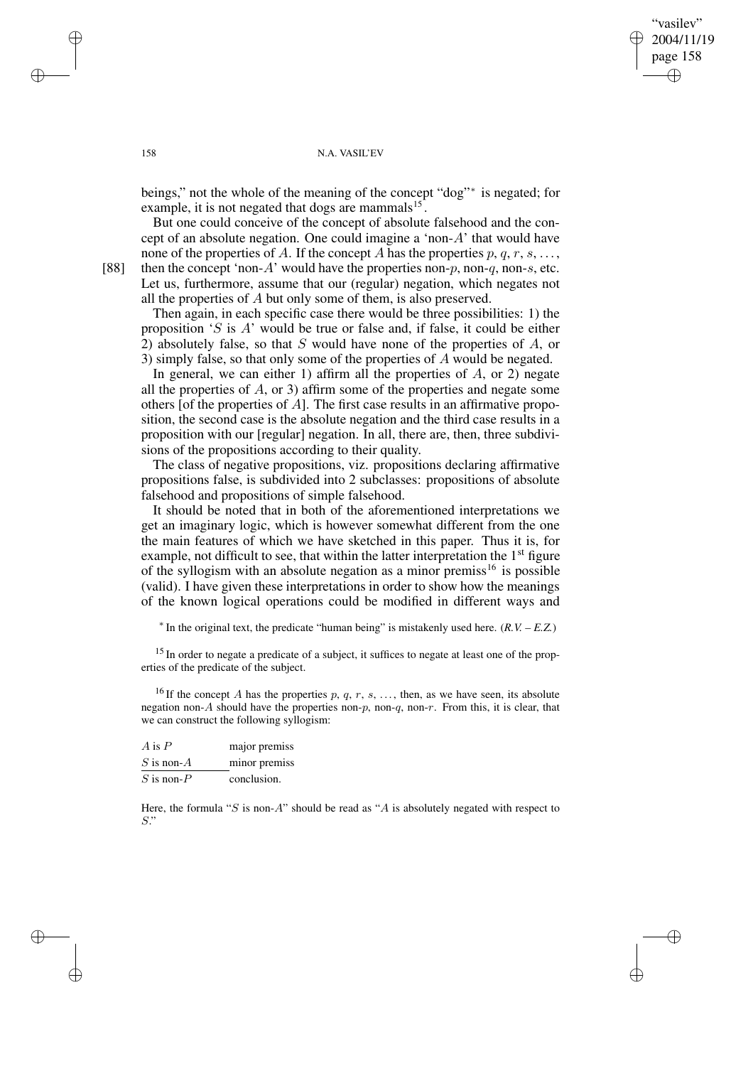beings," not the whole of the meaning of the concept "dog"* is negated; for example, it is not negated that dogs are mammals[15].

But one could conceive of the concept of absolute falsehood and the concept of an absolute negation. One could imagine a 'non-$A$' that would have none of the properties of $A$. If the concept $A$ has the properties $p, q, r, s, \ldots,$ then the concept 'non-$A$' would have the properties non-$p$, non-$q$, non-$s$, etc. Let us, furthermore, assume that our (regular) negation, which negates not all the properties of $A$ but only some of them, is also preserved.

[88]

Then again, in each specific case there would be three possibilities: 1) the proposition '$S$ is $A$' would be true or false and, if false, it could be either 2) absolutely false, so that $S$ would have none of the properties of $A$, or 3) simply false, so that only some of the properties of $A$ would be negated.

In general, we can either 1) affirm all the properties of $A$, or 2) negate all the properties of $A$, or 3) affirm some of the properties and negate some others [of the properties of $A$]. The first case results in an affirmative proposition, the second case is the absolute negation and the third case results in a proposition with our [regular] negation. In all, there are, then, three subdivisions of the propositions according to their quality.

The class of negative propositions, viz. propositions declaring affirmative propositions false, is subdivided into 2 subclasses: propositions of absolute falsehood and propositions of simple falsehood.

It should be noted that in both of the aforementioned interpretations we get an imaginary logic, which is however somewhat different from the one the main features of which we have sketched in this paper. Thus it is, for example, not difficult to see, that within the latter interpretation the 1st figure of the syllogism with an absolute negation as a minor premiss[16] is possible (valid). I have given these interpretations in order to show how the meanings of the known logical operations could be modified in different ways and

* In the original text, the predicate "human being" is mistakenly used here. (*R.V. – E.Z.*)

[15] In order to negate a predicate of a subject, it suffices to negate at least one of the properties of the predicate of the subject.

[16] If the concept $A$ has the properties $p$, $q$, $r$, $s$, $\ldots$, then, as we have seen, its absolute negation non-$A$ should have the properties non-$p$, non-$q$, non-$r$. From this, it is clear, that we can construct the following syllogism:

| | |
|---|---|
| $A$ is $P$ | major premiss |
| $S$ is non-$A$ | minor premiss |
| $S$ is non-$P$ | conclusion. |

Here, the formula "$S$ is non-$A$" should be read as "$A$ is absolutely negated with respect to $S$."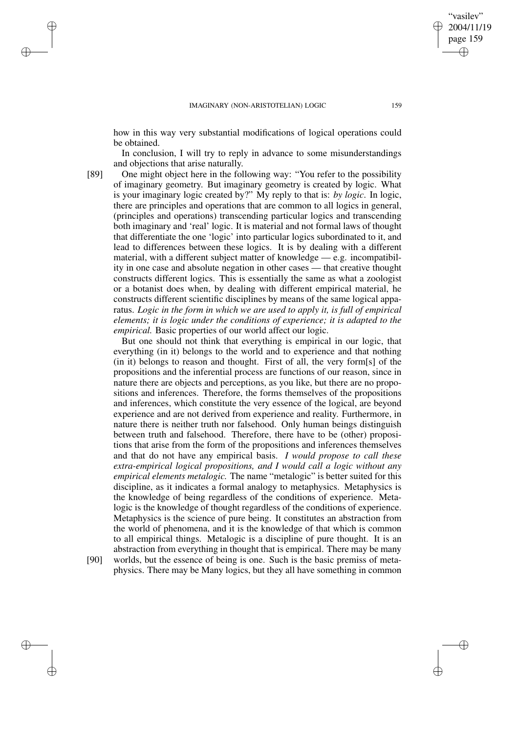how in this way very substantial modifications of logical operations could be obtained.

In conclusion, I will try to reply in advance to some misunderstandings and objections that arise naturally.

[89] One might object here in the following way: "You refer to the possibility of imaginary geometry. But imaginary geometry is created by logic. What is your imaginary logic created by?" My reply to that is: *by logic*. In logic, there are principles and operations that are common to all logics in general, (principles and operations) transcending particular logics and transcending both imaginary and 'real' logic. It is material and not formal laws of thought that differentiate the one 'logic' into particular logics subordinated to it, and lead to differences between these logics. It is by dealing with a different material, with a different subject matter of knowledge — e.g. incompatibility in one case and absolute negation in other cases — that creative thought constructs different logics. This is essentially the same as what a zoologist or a botanist does when, by dealing with different empirical material, he constructs different scientific disciplines by means of the same logical apparatus. *Logic in the form in which we are used to apply it, is full of empirical elements; it is logic under the conditions of experience; it is adapted to the empirical.* Basic properties of our world affect our logic.

But one should not think that everything is empirical in our logic, that everything (in it) belongs to the world and to experience and that nothing (in it) belongs to reason and thought. First of all, the very form[s] of the propositions and the inferential process are functions of our reason, since in nature there are objects and perceptions, as you like, but there are no propositions and inferences. Therefore, the forms themselves of the propositions and inferences, which constitute the very essence of the logical, are beyond experience and are not derived from experience and reality. Furthermore, in nature there is neither truth nor falsehood. Only human beings distinguish between truth and falsehood. Therefore, there have to be (other) propositions that arise from the form of the propositions and inferences themselves and that do not have any empirical basis. *I would propose to call these extra-empirical logical propositions, and I would call a logic without any empirical elements metalogic.* The name "metalogic" is better suited for this discipline, as it indicates a formal analogy to metaphysics. Metaphysics is the knowledge of being regardless of the conditions of experience. Metalogic is the knowledge of thought regardless of the conditions of experience. Metaphysics is the science of pure being. It constitutes an abstraction from the world of phenomena, and it is the knowledge of that which is common to all empirical things. Metalogic is a discipline of pure thought. It is an abstraction from everything in thought that is empirical. There may be many

[90] worlds, but the essence of being is one. Such is the basic premiss of metaphysics. There may be Many logics, but they all have something in common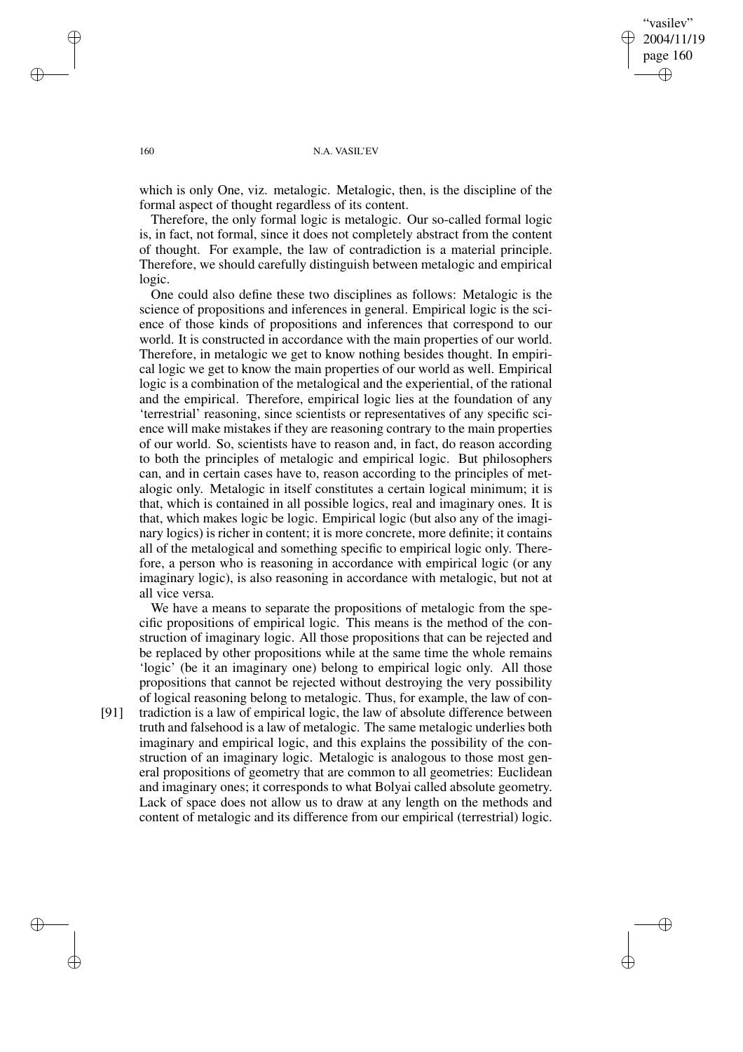which is only One, viz. metalogic. Metalogic, then, is the discipline of the formal aspect of thought regardless of its content.

Therefore, the only formal logic is metalogic. Our so-called formal logic is, in fact, not formal, since it does not completely abstract from the content of thought. For example, the law of contradiction is a material principle. Therefore, we should carefully distinguish between metalogic and empirical logic.

One could also define these two disciplines as follows: Metalogic is the science of propositions and inferences in general. Empirical logic is the science of those kinds of propositions and inferences that correspond to our world. It is constructed in accordance with the main properties of our world. Therefore, in metalogic we get to know nothing besides thought. In empirical logic we get to know the main properties of our world as well. Empirical logic is a combination of the metalogical and the experiential, of the rational and the empirical. Therefore, empirical logic lies at the foundation of any 'terrestrial' reasoning, since scientists or representatives of any specific science will make mistakes if they are reasoning contrary to the main properties of our world. So, scientists have to reason and, in fact, do reason according to both the principles of metalogic and empirical logic. But philosophers can, and in certain cases have to, reason according to the principles of metalogic only. Metalogic in itself constitutes a certain logical minimum; it is that, which is contained in all possible logics, real and imaginary ones. It is that, which makes logic be logic. Empirical logic (but also any of the imaginary logics) is richer in content; it is more concrete, more definite; it contains all of the metalogical and something specific to empirical logic only. Therefore, a person who is reasoning in accordance with empirical logic (or any imaginary logic), is also reasoning in accordance with metalogic, but not at all vice versa.

We have a means to separate the propositions of metalogic from the specific propositions of empirical logic. This means is the method of the construction of imaginary logic. All those propositions that can be rejected and be replaced by other propositions while at the same time the whole remains 'logic' (be it an imaginary one) belong to empirical logic only. All those propositions that cannot be rejected without destroying the very possibility of logical reasoning belong to metalogic. Thus, for example, the law of contradiction is a law of empirical logic, the law of absolute difference between truth and falsehood is a law of metalogic. The same metalogic underlies both imaginary and empirical logic, and this explains the possibility of the construction of an imaginary logic. Metalogic is analogous to those most general propositions of geometry that are common to all geometries: Euclidean and imaginary ones; it corresponds to what Bolyai called absolute geometry. Lack of space does not allow us to draw at any length on the methods and content of metalogic and its difference from our empirical (terrestrial) logic. [91]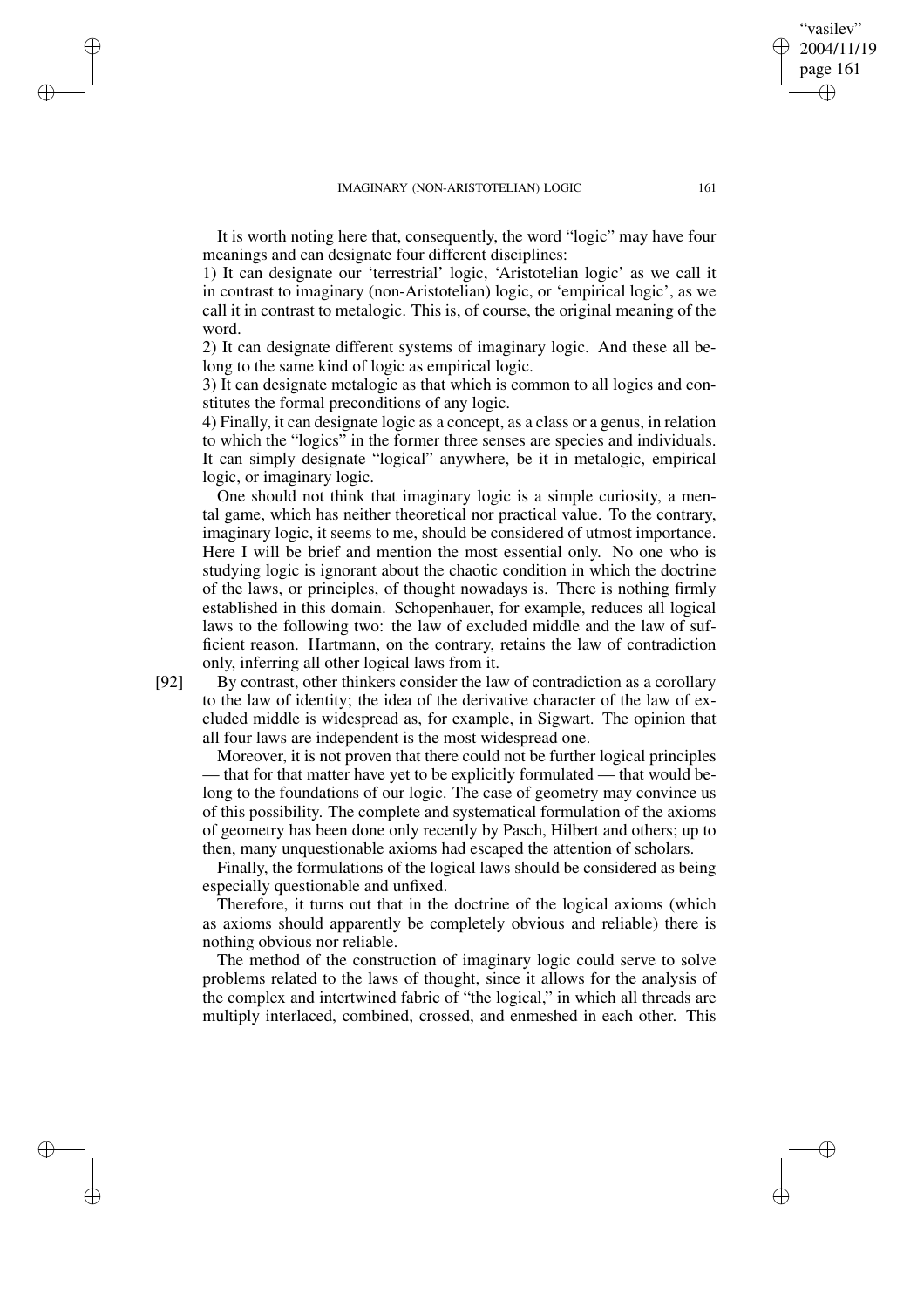It is worth noting here that, consequently, the word "logic" may have four meanings and can designate four different disciplines:

1) It can designate our 'terrestrial' logic, 'Aristotelian logic' as we call it in contrast to imaginary (non-Aristotelian) logic, or 'empirical logic', as we call it in contrast to metalogic. This is, of course, the original meaning of the word.

2) It can designate different systems of imaginary logic. And these all belong to the same kind of logic as empirical logic.

3) It can designate metalogic as that which is common to all logics and constitutes the formal preconditions of any logic.

4) Finally, it can designate logic as a concept, as a class or a genus, in relation to which the "logics" in the former three senses are species and individuals. It can simply designate "logical" anywhere, be it in metalogic, empirical logic, or imaginary logic.

One should not think that imaginary logic is a simple curiosity, a mental game, which has neither theoretical nor practical value. To the contrary, imaginary logic, it seems to me, should be considered of utmost importance. Here I will be brief and mention the most essential only. No one who is studying logic is ignorant about the chaotic condition in which the doctrine of the laws, or principles, of thought nowadays is. There is nothing firmly established in this domain. Schopenhauer, for example, reduces all logical laws to the following two: the law of excluded middle and the law of sufficient reason. Hartmann, on the contrary, retains the law of contradiction only, inferring all other logical laws from it.

[92] By contrast, other thinkers consider the law of contradiction as a corollary to the law of identity; the idea of the derivative character of the law of excluded middle is widespread as, for example, in Sigwart. The opinion that all four laws are independent is the most widespread one.

Moreover, it is not proven that there could not be further logical principles — that for that matter have yet to be explicitly formulated — that would belong to the foundations of our logic. The case of geometry may convince us of this possibility. The complete and systematical formulation of the axioms of geometry has been done only recently by Pasch, Hilbert and others; up to then, many unquestionable axioms had escaped the attention of scholars.

Finally, the formulations of the logical laws should be considered as being especially questionable and unfixed.

Therefore, it turns out that in the doctrine of the logical axioms (which as axioms should apparently be completely obvious and reliable) there is nothing obvious nor reliable.

The method of the construction of imaginary logic could serve to solve problems related to the laws of thought, since it allows for the analysis of the complex and intertwined fabric of "the logical," in which all threads are multiply interlaced, combined, crossed, and enmeshed in each other. This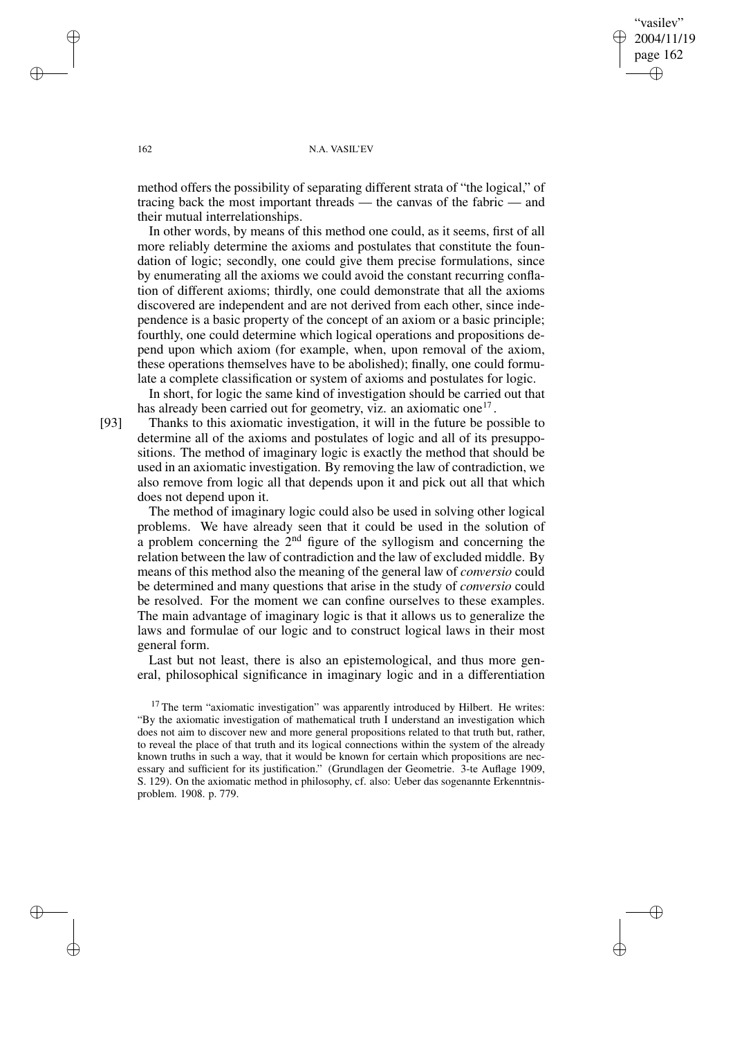method offers the possibility of separating different strata of "the logical," of tracing back the most important threads — the canvas of the fabric — and their mutual interrelationships.

In other words, by means of this method one could, as it seems, first of all more reliably determine the axioms and postulates that constitute the foundation of logic; secondly, one could give them precise formulations, since by enumerating all the axioms we could avoid the constant recurring conflation of different axioms; thirdly, one could demonstrate that all the axioms discovered are independent and are not derived from each other, since independence is a basic property of the concept of an axiom or a basic principle; fourthly, one could determine which logical operations and propositions depend upon which axiom (for example, when, upon removal of the axiom, these operations themselves have to be abolished); finally, one could formulate a complete classification or system of axioms and postulates for logic.

In short, for logic the same kind of investigation should be carried out that has already been carried out for geometry, viz. an axiomatic one[17].

[93] Thanks to this axiomatic investigation, it will in the future be possible to determine all of the axioms and postulates of logic and all of its presuppositions. The method of imaginary logic is exactly the method that should be used in an axiomatic investigation. By removing the law of contradiction, we also remove from logic all that depends upon it and pick out all that which does not depend upon it.

The method of imaginary logic could also be used in solving other logical problems. We have already seen that it could be used in the solution of a problem concerning the 2[nd] figure of the syllogism and concerning the relation between the law of contradiction and the law of excluded middle. By means of this method also the meaning of the general law of *conversio* could be determined and many questions that arise in the study of *conversio* could be resolved. For the moment we can confine ourselves to these examples. The main advantage of imaginary logic is that it allows us to generalize the laws and formulae of our logic and to construct logical laws in their most general form.

Last but not least, there is also an epistemological, and thus more general, philosophical significance in imaginary logic and in a differentiation

[17] The term "axiomatic investigation" was apparently introduced by Hilbert. He writes: "By the axiomatic investigation of mathematical truth I understand an investigation which does not aim to discover new and more general propositions related to that truth but, rather, to reveal the place of that truth and its logical connections within the system of the already known truths in such a way, that it would be known for certain which propositions are necessary and sufficient for its justification." (Grundlagen der Geometrie. 3-te Auflage 1909, S. 129). On the axiomatic method in philosophy, cf. also: Ueber das sogenannte Erkenntnisproblem. 1908. p. 779.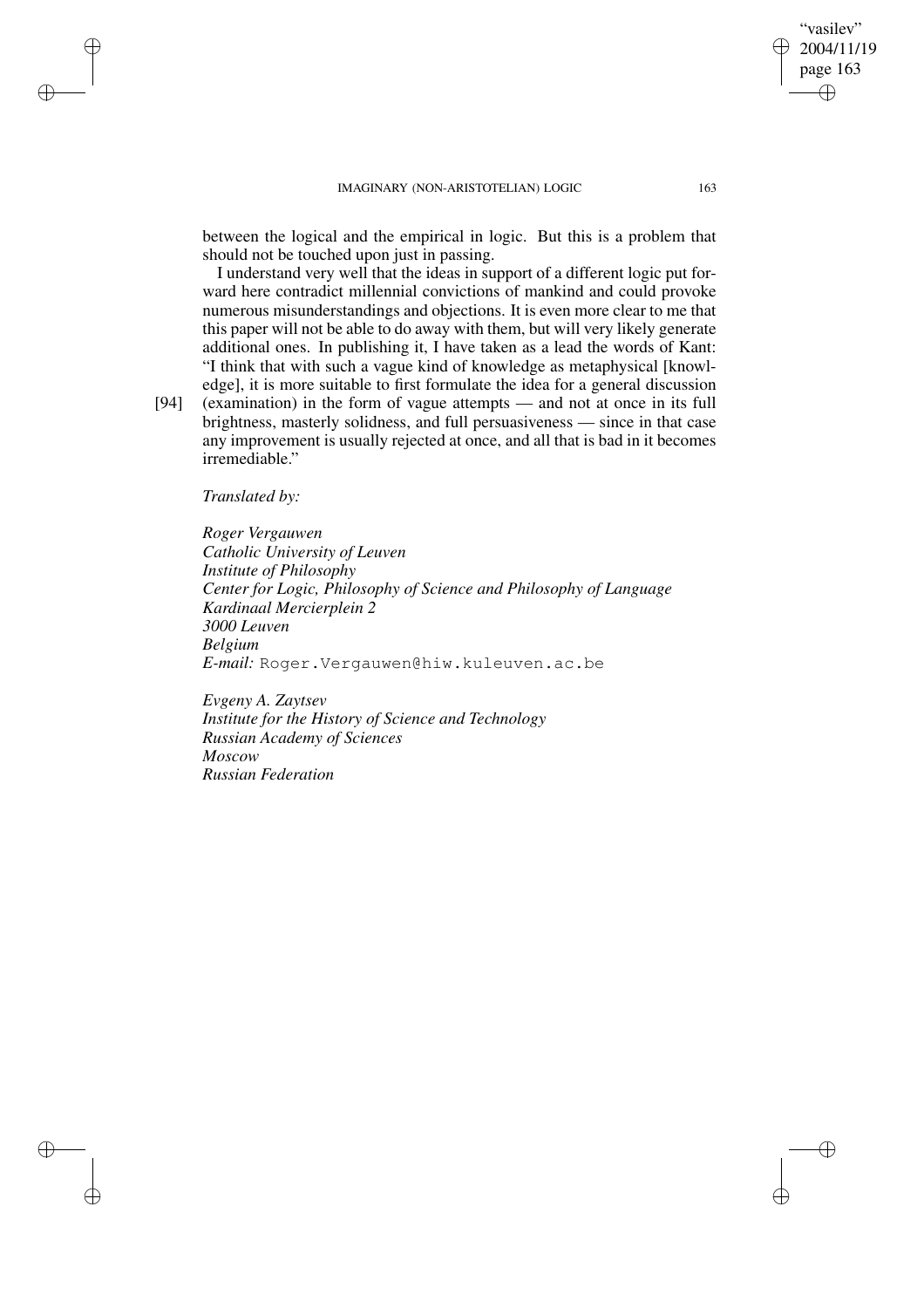between the logical and the empirical in logic. But this is a problem that should not be touched upon just in passing.

I understand very well that the ideas in support of a different logic put forward here contradict millennial convictions of mankind and could provoke numerous misunderstandings and objections. It is even more clear to me that this paper will not be able to do away with them, but will very likely generate additional ones. In publishing it, I have taken as a lead the words of Kant: "I think that with such a vague kind of knowledge as metaphysical [knowledge], it is more suitable to first formulate the idea for a general discussion [94] (examination) in the form of vague attempts — and not at once in its full brightness, masterly solidness, and full persuasiveness — since in that case any improvement is usually rejected at once, and all that is bad in it becomes irremediable."

*Translated by:*

*Roger Vergauwen*
*Catholic University of Leuven*
*Institute of Philosophy*
*Center for Logic, Philosophy of Science and Philosophy of Language*
*Kardinaal Mercierplein 2*
*3000 Leuven*
*Belgium*
*E-mail:* Roger.Vergauwen@hiw.kuleuven.ac.be

*Evgeny A. Zaytsev*
*Institute for the History of Science and Technology*
*Russian Academy of Sciences*
*Moscow*
*Russian Federation*